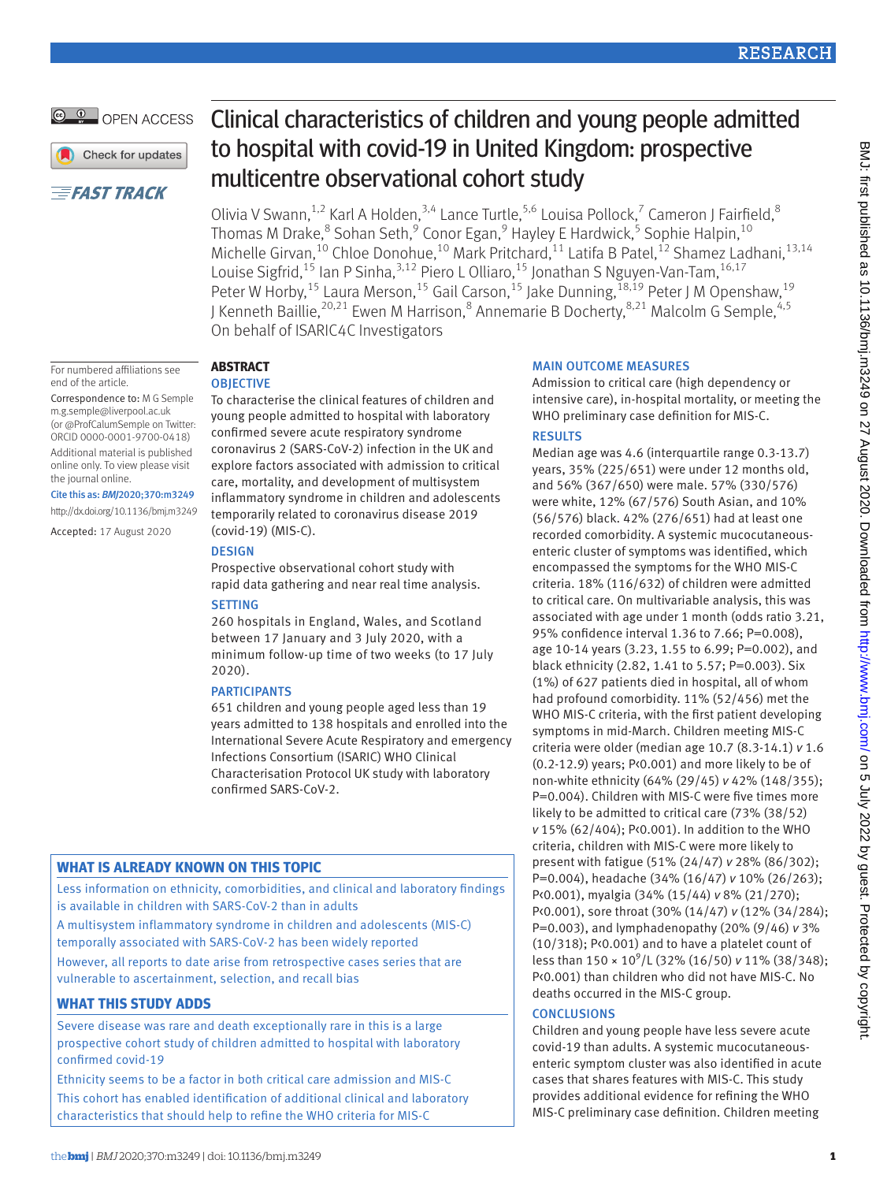# Clinical characteristics of children and young people admitted to hospital with covid-19 in United Kingdom: prospective multicentre observational cohort study

Olivia V Swann,[1,2] Karl A Holden,[3,4] Lance Turtle,[5,6] Louisa Pollock,[7] Cameron J Fairfield,[8] Thomas M Drake,[8] Sohan Seth,[9] Conor Egan,[9] Hayley E Hardwick,[5] Sophie Halpin,[10] Michelle Girvan,[10] Chloe Donohue,[10] Mark Pritchard,[11] Latifa B Patel,[12] Shamez Ladhani,[13,14] Louise Sigfrid,[15] Ian P Sinha,[3,12] Piero L Olliaro,[15] Jonathan S Nguyen-Van-Tam,[16,17] Peter W Horby,[15] Laura Merson,[15] Gail Carson,[15] Jake Dunning,[18,19] Peter J M Openshaw,[19] J Kenneth Baillie,[20,21] Ewen M Harrison,[8] Annemarie B Docherty,[8,21] Malcolm G Semple,[4,5]
On behalf of ISARIC4C Investigators

For numbered affiliations see end of the article.

Correspondence to: M G Semple m.g.semple@liverpool.ac.uk (or @ProfCalumSemple on Twitter: ORCID 0000-0001-9700-0418)

Additional material is published online only. To view please visit the journal online.

Cite this as: *BMJ* 2020;370:m3249
http://dx.doi.org/10.1136/bmj.m3249

Accepted: 17 August 2020

## ABSTRACT

### OBJECTIVE

To characterise the clinical features of children and young people admitted to hospital with laboratory confirmed severe acute respiratory syndrome coronavirus 2 (SARS-CoV-2) infection in the UK and explore factors associated with admission to critical care, mortality, and development of multisystem inflammatory syndrome in children and adolescents temporarily related to coronavirus disease 2019 (covid-19) (MIS-C).

### DESIGN

Prospective observational cohort study with rapid data gathering and near real time analysis.

### SETTING

260 hospitals in England, Wales, and Scotland between 17 January and 3 July 2020, with a minimum follow-up time of two weeks (to 17 July 2020).

### PARTICIPANTS

651 children and young people aged less than 19 years admitted to 138 hospitals and enrolled into the International Severe Acute Respiratory and emergency Infections Consortium (ISARIC) WHO Clinical Characterisation Protocol UK study with laboratory confirmed SARS-CoV-2.

### MAIN OUTCOME MEASURES

Admission to critical care (high dependency or intensive care), in-hospital mortality, or meeting the WHO preliminary case definition for MIS-C.

### RESULTS

Median age was 4.6 (interquartile range 0.3-13.7) years, 35% (225/651) were under 12 months old, and 56% (367/650) were male. 57% (330/576) were white, 12% (67/576) South Asian, and 10% (56/576) black. 42% (276/651) had at least one recorded comorbidity. A systemic mucocutaneous-enteric cluster of symptoms was identified, which encompassed the symptoms for the WHO MIS-C criteria. 18% (116/632) of children were admitted to critical care. On multivariable analysis, this was associated with age under 1 month (odds ratio 3.21, 95% confidence interval 1.36 to 7.66; P=0.008), age 10-14 years (3.23, 1.55 to 6.99; P=0.002), and black ethnicity (2.82, 1.41 to 5.57; P=0.003). Six (1%) of 627 patients died in hospital, all of whom had profound comorbidity. 11% (52/456) met the WHO MIS-C criteria, with the first patient developing symptoms in mid-March. Children meeting MIS-C criteria were older (median age 10.7 (8.3-14.1) *v* 1.6 (0.2-12.9) years; P<0.001) and more likely to be of non-white ethnicity (64% (29/45) *v* 42% (148/355); P=0.004). Children with MIS-C were five times more likely to be admitted to critical care (73% (38/52) *v* 15% (62/404); P<0.001). In addition to the WHO criteria, children with MIS-C were more likely to present with fatigue (51% (24/47) *v* 28% (86/302); P=0.004), headache (34% (16/47) *v* 10% (26/263); P<0.001), myalgia (34% (15/44) *v* 8% (21/270); P<0.001), sore throat (30% (14/47) *v* (12% (34/284); P=0.003), and lymphadenopathy (20% (9/46) *v* 3% (10/318); P<0.001) and to have a platelet count of less than $150 \times 10^9$/L (32% (16/50) *v* 11% (38/348); P<0.001) than children who did not have MIS-C. No deaths occurred in the MIS-C group.

### CONCLUSIONS

Children and young people have less severe acute covid-19 than adults. A systemic mucocutaneous-enteric symptom cluster was also identified in acute cases that shares features with MIS-C. This study provides additional evidence for refining the WHO MIS-C preliminary case definition. Children meeting

## WHAT IS ALREADY KNOWN ON THIS TOPIC

Less information on ethnicity, comorbidities, and clinical and laboratory findings is available in children with SARS-CoV-2 than in adults

A multisystem inflammatory syndrome in children and adolescents (MIS-C) temporally associated with SARS-CoV-2 has been widely reported

However, all reports to date arise from retrospective cases series that are vulnerable to ascertainment, selection, and recall bias

## WHAT THIS STUDY ADDS

Severe disease was rare and death exceptionally rare in this is a large prospective cohort study of children admitted to hospital with laboratory confirmed covid-19

Ethnicity seems to be a factor in both critical care admission and MIS-C

This cohort has enabled identification of additional clinical and laboratory characteristics that should help to refine the WHO criteria for MIS-C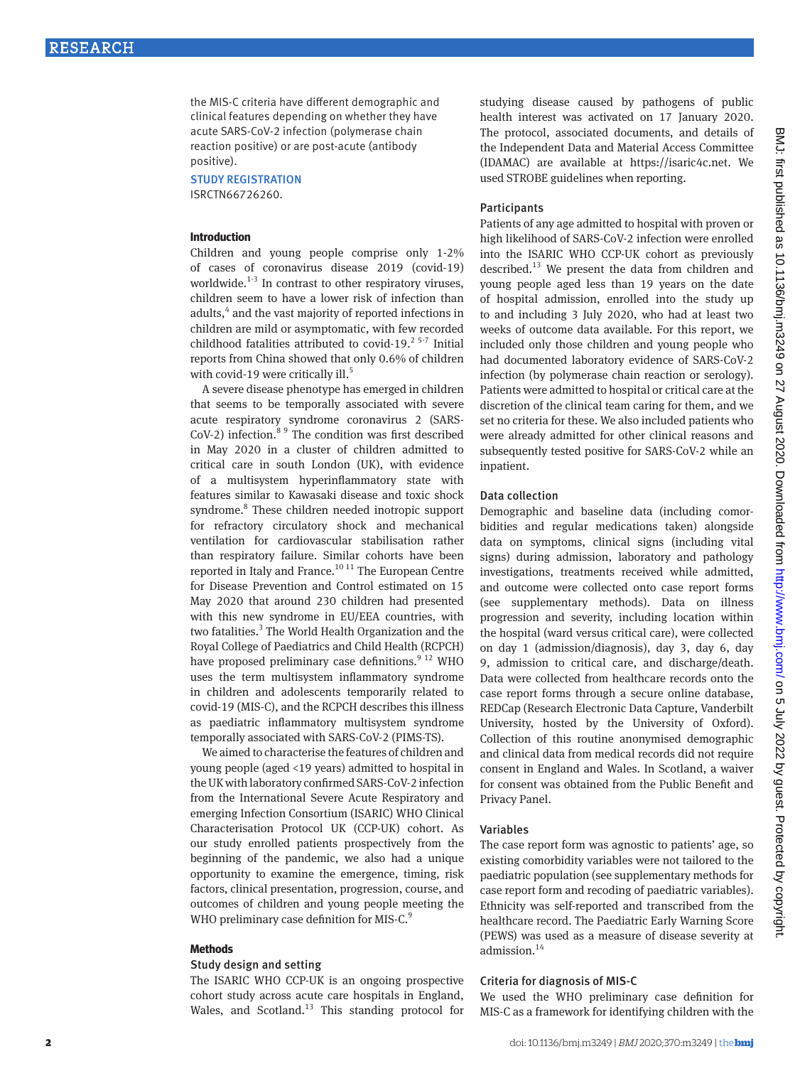the MIS-C criteria have different demographic and clinical features depending on whether they have acute SARS-CoV-2 infection (polymerase chain reaction positive) or are post-acute (antibody positive).

**STUDY REGISTRATION**

ISRCTN66726260.

## Introduction

Children and young people comprise only 1-2% of cases of coronavirus disease 2019 (covid-19) worldwide.[1-3] In contrast to other respiratory viruses, children seem to have a lower risk of infection than adults,[4] and the vast majority of reported infections in children are mild or asymptomatic, with few recorded childhood fatalities attributed to covid-19.[2 5-7] Initial reports from China showed that only 0.6% of children with covid-19 were critically ill.[5]

A severe disease phenotype has emerged in children that seems to be temporally associated with severe acute respiratory syndrome coronavirus 2 (SARS-CoV-2) infection.[8 9] The condition was first described in May 2020 in a cluster of children admitted to critical care in south London (UK), with evidence of a multisystem hyperinflammatory state with features similar to Kawasaki disease and toxic shock syndrome.[8] These children needed inotropic support for refractory circulatory shock and mechanical ventilation for cardiovascular stabilisation rather than respiratory failure. Similar cohorts have been reported in Italy and France.[10 11] The European Centre for Disease Prevention and Control estimated on 15 May 2020 that around 230 children had presented with this new syndrome in EU/EEA countries, with two fatalities.[3] The World Health Organization and the Royal College of Paediatrics and Child Health (RCPCH) have proposed preliminary case definitions.[9 12] WHO uses the term multisystem inflammatory syndrome in children and adolescents temporarily related to covid-19 (MIS-C), and the RCPCH describes this illness as paediatric inflammatory multisystem syndrome temporally associated with SARS-CoV-2 (PIMS-TS).

We aimed to characterise the features of children and young people (aged <19 years) admitted to hospital in the UK with laboratory confirmed SARS-CoV-2 infection from the International Severe Acute Respiratory and emerging Infection Consortium (ISARIC) WHO Clinical Characterisation Protocol UK (CCP-UK) cohort. As our study enrolled patients prospectively from the beginning of the pandemic, we also had a unique opportunity to examine the emergence, timing, risk factors, clinical presentation, progression, course, and outcomes of children and young people meeting the WHO preliminary case definition for MIS-C.[9]

## Methods

### Study design and setting

The ISARIC WHO CCP-UK is an ongoing prospective cohort study across acute care hospitals in England, Wales, and Scotland.[13] This standing protocol for studying disease caused by pathogens of public health interest was activated on 17 January 2020. The protocol, associated documents, and details of the Independent Data and Material Access Committee (IDAMAC) are available at https://isaric4c.net. We used STROBE guidelines when reporting.

### Participants

Patients of any age admitted to hospital with proven or high likelihood of SARS-CoV-2 infection were enrolled into the ISARIC WHO CCP-UK cohort as previously described.[13] We present the data from children and young people aged less than 19 years on the date of hospital admission, enrolled into the study up to and including 3 July 2020, who had at least two weeks of outcome data available. For this report, we included only those children and young people who had documented laboratory evidence of SARS-CoV-2 infection (by polymerase chain reaction or serology). Patients were admitted to hospital or critical care at the discretion of the clinical team caring for them, and we set no criteria for these. We also included patients who were already admitted for other clinical reasons and subsequently tested positive for SARS-CoV-2 while an inpatient.

### Data collection

Demographic and baseline data (including comorbidities and regular medications taken) alongside data on symptoms, clinical signs (including vital signs) during admission, laboratory and pathology investigations, treatments received while admitted, and outcome were collected onto case report forms (see supplementary methods). Data on illness progression and severity, including location within the hospital (ward versus critical care), were collected on day 1 (admission/diagnosis), day 3, day 6, day 9, admission to critical care, and discharge/death. Data were collected from healthcare records onto the case report forms through a secure online database, REDCap (Research Electronic Data Capture, Vanderbilt University, hosted by the University of Oxford). Collection of this routine anonymised demographic and clinical data from medical records did not require consent in England and Wales. In Scotland, a waiver for consent was obtained from the Public Benefit and Privacy Panel.

### Variables

The case report form was agnostic to patients' age, so existing comorbidity variables were not tailored to the paediatric population (see supplementary methods for case report form and recoding of paediatric variables). Ethnicity was self-reported and transcribed from the healthcare record. The Paediatric Early Warning Score (PEWS) was used as a measure of disease severity at admission.[14]

### Criteria for diagnosis of MIS-C

We used the WHO preliminary case definition for MIS-C as a framework for identifying children with the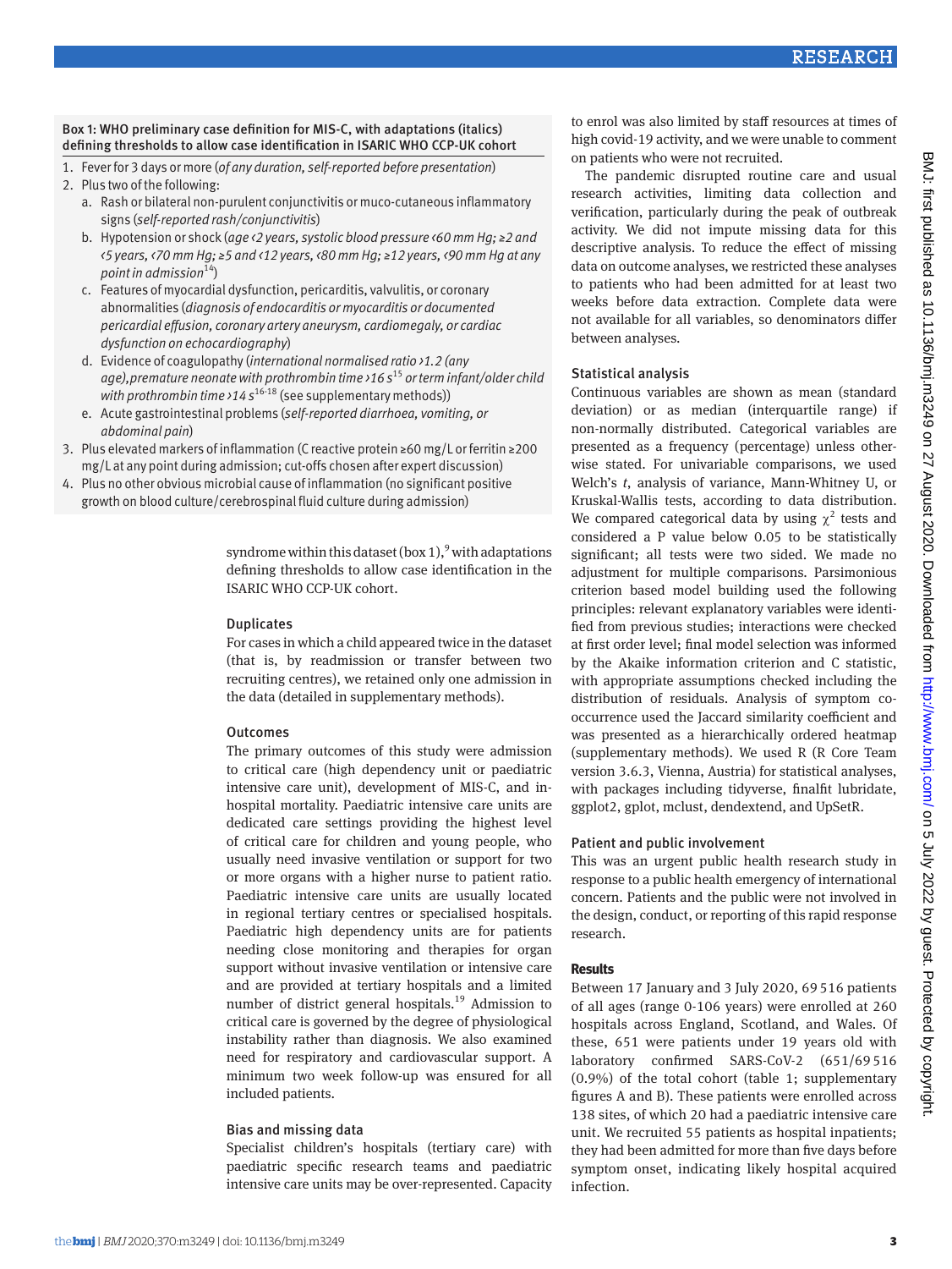**Box 1: WHO preliminary case definition for MIS-C, with adaptations (italics) defining thresholds to allow case identification in ISARIC WHO CCP-UK cohort**

1. Fever for 3 days or more (*of any duration, self-reported before presentation*)
2. Plus two of the following:
   a. Rash or bilateral non-purulent conjunctivitis or muco-cutaneous inflammatory signs (*self-reported rash/conjunctivitis*)
   b. Hypotension or shock (*age <2 years, systolic blood pressure <60 mm Hg; ≥2 and <5 years, <70 mm Hg; ≥5 and <12 years, <80 mm Hg; ≥12 years, <90 mm Hg at any point in admission*[14])
   c. Features of myocardial dysfunction, pericarditis, valvulitis, or coronary abnormalities (*diagnosis of endocarditis or myocarditis or documented pericardial effusion, coronary artery aneurysm, cardiomegaly, or cardiac dysfunction on echocardiography*)
   d. Evidence of coagulopathy (*international normalised ratio >1.2 (any age), premature neonate with prothrombin time >16 s*[15] *or term infant/older child with prothrombin time >14 s*[16-18] (see supplementary methods))
   e. Acute gastrointestinal problems (*self-reported diarrhoea, vomiting, or abdominal pain*)
3. Plus elevated markers of inflammation (C reactive protein ≥60 mg/L or ferritin ≥200 mg/L at any point during admission; cut-offs chosen after expert discussion)
4. Plus no other obvious microbial cause of inflammation (no significant positive growth on blood culture/cerebrospinal fluid culture during admission)

syndrome within this dataset (box 1),[9] with adaptations defining thresholds to allow case identification in the ISARIC WHO CCP-UK cohort.

### Duplicates

For cases in which a child appeared twice in the dataset (that is, by readmission or transfer between two recruiting centres), we retained only one admission in the data (detailed in supplementary methods).

### Outcomes

The primary outcomes of this study were admission to critical care (high dependency unit or paediatric intensive care unit), development of MIS-C, and in-hospital mortality. Paediatric intensive care units are dedicated care settings providing the highest level of critical care for children and young people, who usually need invasive ventilation or support for two or more organs with a higher nurse to patient ratio. Paediatric intensive care units are usually located in regional tertiary centres or specialised hospitals. Paediatric high dependency units are for patients needing close monitoring and therapies for organ support without invasive ventilation or intensive care and are provided at tertiary hospitals and a limited number of district general hospitals.[19] Admission to critical care is governed by the degree of physiological instability rather than diagnosis. We also examined need for respiratory and cardiovascular support. A minimum two week follow-up was ensured for all included patients.

### Bias and missing data

Specialist children's hospitals (tertiary care) with paediatric specific research teams and paediatric intensive care units may be over-represented. Capacity to enrol was also limited by staff resources at times of high covid-19 activity, and we were unable to comment on patients who were not recruited.

The pandemic disrupted routine care and usual research activities, limiting data collection and verification, particularly during the peak of outbreak activity. We did not impute missing data for this descriptive analysis. To reduce the effect of missing data on outcome analyses, we restricted these analyses to patients who had been admitted for at least two weeks before data extraction. Complete data were not available for all variables, so denominators differ between analyses.

### Statistical analysis

Continuous variables are shown as mean (standard deviation) or as median (interquartile range) if non-normally distributed. Categorical variables are presented as a frequency (percentage) unless otherwise stated. For univariable comparisons, we used Welch's *t*, analysis of variance, Mann-Whitney U, or Kruskal-Wallis tests, according to data distribution. We compared categorical data by using $\chi^2$ tests and considered a P value below 0.05 to be statistically significant; all tests were two sided. We made no adjustment for multiple comparisons. Parsimonious criterion based model building used the following principles: relevant explanatory variables were identified from previous studies; interactions were checked at first order level; final model selection was informed by the Akaike information criterion and C statistic, with appropriate assumptions checked including the distribution of residuals. Analysis of symptom co-occurrence used the Jaccard similarity coefficient and was presented as a hierarchically ordered heatmap (supplementary methods). We used R (R Core Team version 3.6.3, Vienna, Austria) for statistical analyses, with packages including tidyverse, finalfit lubridate, ggplot2, gplot, mclust, dendextend, and UpSetR.

### Patient and public involvement

This was an urgent public health research study in response to a public health emergency of international concern. Patients and the public were not involved in the design, conduct, or reporting of this rapid response research.

## Results

Between 17 January and 3 July 2020, 69 516 patients of all ages (range 0-106 years) were enrolled at 260 hospitals across England, Scotland, and Wales. Of these, 651 were patients under 19 years old with laboratory confirmed SARS-CoV-2 (651/69 516 (0.9%) of the total cohort (table 1; supplementary figures A and B). These patients were enrolled across 138 sites, of which 20 had a paediatric intensive care unit. We recruited 55 patients as hospital inpatients; they had been admitted for more than five days before symptom onset, indicating likely hospital acquired infection.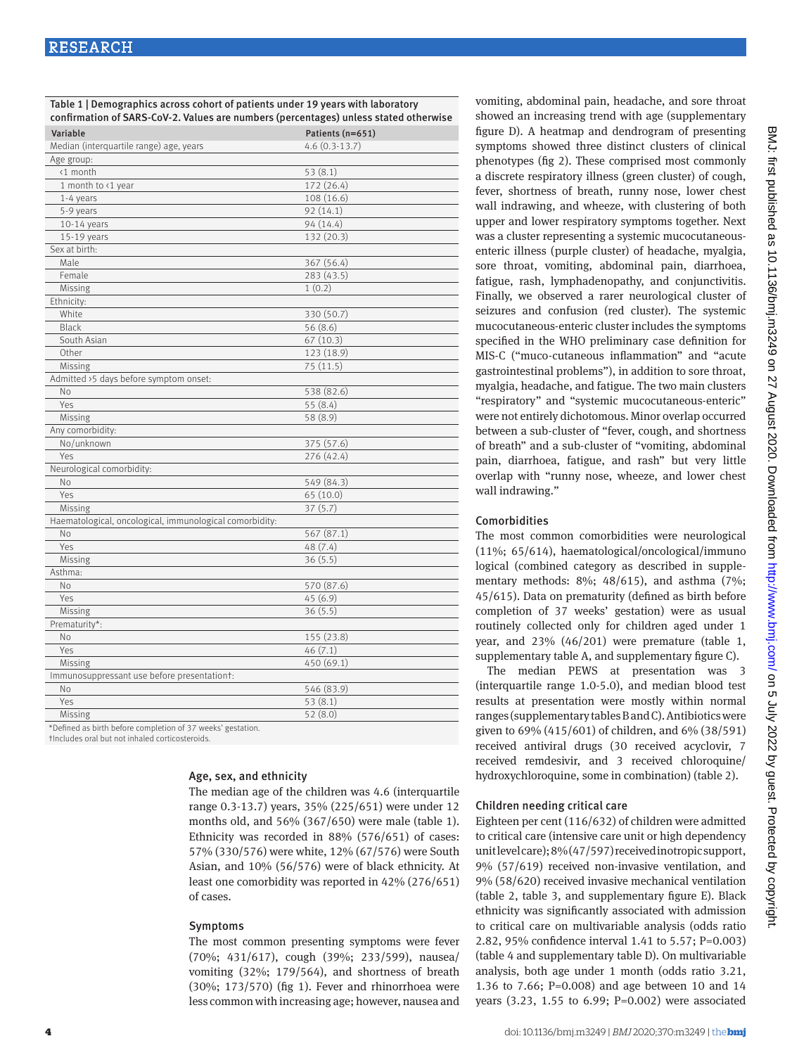Table 1 | Demographics across cohort of patients under 19 years with laboratory confirmation of SARS-CoV-2. Values are numbers (percentages) unless stated otherwise

| Variable | Patients (n=651) |
|---|---|
| Median (interquartile range) age, years | 4.6 (0.3-13.7) |
| Age group: | |
| <1 month | 53 (8.1) |
| 1 month to <1 year | 172 (26.4) |
| 1-4 years | 108 (16.6) |
| 5-9 years | 92 (14.1) |
| 10-14 years | 94 (14.4) |
| 15-19 years | 132 (20.3) |
| Sex at birth: | |
| Male | 367 (56.4) |
| Female | 283 (43.5) |
| Missing | 1 (0.2) |
| Ethnicity: | |
| White | 330 (50.7) |
| Black | 56 (8.6) |
| South Asian | 67 (10.3) |
| Other | 123 (18.9) |
| Missing | 75 (11.5) |
| Admitted >5 days before symptom onset: | |
| No | 538 (82.6) |
| Yes | 55 (8.4) |
| Missing | 58 (8.9) |
| Any comorbidity: | |
| No/unknown | 375 (57.6) |
| Yes | 276 (42.4) |
| Neurological comorbidity: | |
| No | 549 (84.3) |
| Yes | 65 (10.0) |
| Missing | 37 (5.7) |
| Haematological, oncological, immunological comorbidity: | |
| No | 567 (87.1) |
| Yes | 48 (7.4) |
| Missing | 36 (5.5) |
| Asthma: | |
| No | 570 (87.6) |
| Yes | 45 (6.9) |
| Missing | 36 (5.5) |
| Prematurity*: | |
| No | 155 (23.8) |
| Yes | 46 (7.1) |
| Missing | 450 (69.1) |
| Immunosuppressant use before presentation†: | |
| No | 546 (83.9) |
| Yes | 53 (8.1) |
| Missing | 52 (8.0) |

*Defined as birth before completion of 37 weeks' gestation.
†Includes oral but not inhaled corticosteroids.

### Age, sex, and ethnicity

The median age of the children was 4.6 (interquartile range 0.3-13.7) years, 35% (225/651) were under 12 months old, and 56% (367/650) were male (table 1). Ethnicity was recorded in 88% (576/651) of cases: 57% (330/576) were white, 12% (67/576) were South Asian, and 10% (56/576) were of black ethnicity. At least one comorbidity was reported in 42% (276/651) of cases.

### Symptoms

The most common presenting symptoms were fever (70%; 431/617), cough (39%; 233/599), nausea/vomiting (32%; 179/564), and shortness of breath (30%; 173/570) (fig 1). Fever and rhinorrhoea were less common with increasing age; however, nausea and vomiting, abdominal pain, headache, and sore throat showed an increasing trend with age (supplementary figure D). A heatmap and dendrogram of presenting symptoms showed three distinct clusters of clinical phenotypes (fig 2). These comprised most commonly a discrete respiratory illness (green cluster) of cough, fever, shortness of breath, runny nose, lower chest wall indrawing, and wheeze, with clustering of both upper and lower respiratory symptoms together. Next was a cluster representing a systemic mucocutaneous-enteric illness (purple cluster) of headache, myalgia, sore throat, vomiting, abdominal pain, diarrhoea, fatigue, rash, lymphadenopathy, and conjunctivitis. Finally, we observed a rarer neurological cluster of seizures and confusion (red cluster). The systemic mucocutaneous-enteric cluster includes the symptoms specified in the WHO preliminary case definition for MIS-C ("muco-cutaneous inflammation" and "acute gastrointestinal problems"), in addition to sore throat, myalgia, headache, and fatigue. The two main clusters "respiratory" and "systemic mucocutaneous-enteric" were not entirely dichotomous. Minor overlap occurred between a sub-cluster of "fever, cough, and shortness of breath" and a sub-cluster of "vomiting, abdominal pain, diarrhoea, fatigue, and rash" but very little overlap with "runny nose, wheeze, and lower chest wall indrawing."

### Comorbidities

The most common comorbidities were neurological (11%; 65/614), haematological/oncological/immunological (combined category as described in supplementary methods: 8%; 48/615), and asthma (7%; 45/615). Data on prematurity (defined as birth before completion of 37 weeks' gestation) were as usual routinely collected only for children aged under 1 year, and 23% (46/201) were premature (table 1, supplementary table A, and supplementary figure C).

The median PEWS at presentation was 3 (interquartile range 1.0-5.0), and median blood test results at presentation were mostly within normal ranges (supplementary tables B and C). Antibiotics were given to 69% (415/601) of children, and 6% (38/591) received antiviral drugs (30 received acyclovir, 7 received remdesivir, and 3 received chloroquine/hydroxychloroquine, some in combination) (table 2).

### Children needing critical care

Eighteen per cent (116/632) of children were admitted to critical care (intensive care unit or high dependency unit level care); 8% (47/597) received inotropic support, 9% (57/619) received non-invasive ventilation, and 9% (58/620) received invasive mechanical ventilation (table 2, table 3, and supplementary figure E). Black ethnicity was significantly associated with admission to critical care on multivariable analysis (odds ratio 2.82, 95% confidence interval 1.41 to 5.57; P=0.003) (table 4 and supplementary table D). On multivariable analysis, both age under 1 month (odds ratio 3.21, 1.36 to 7.66; P=0.008) and age between 10 and 14 years (3.23, 1.55 to 6.99; P=0.002) were associated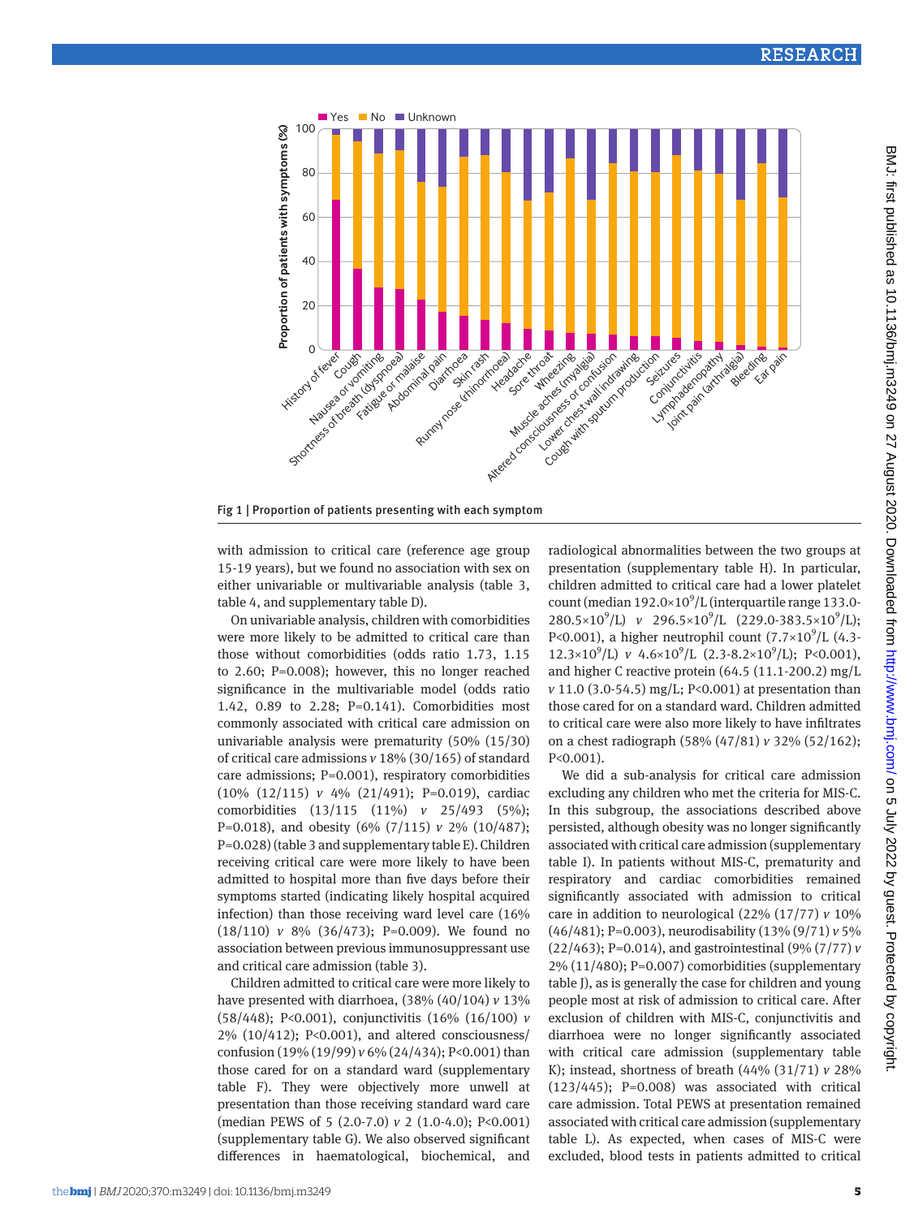Fig 1 | Proportion of patients presenting with each symptom

with admission to critical care (reference age group 15-19 years), but we found no association with sex on either univariable or multivariable analysis (table 3, table 4, and supplementary table D).

On univariable analysis, children with comorbidities were more likely to be admitted to critical care than those without comorbidities (odds ratio 1.73, 1.15 to 2.60; P=0.008); however, this no longer reached significance in the multivariable model (odds ratio 1.42, 0.89 to 2.28; P=0.141). Comorbidities most commonly associated with critical care admission on univariable analysis were prematurity (50% (15/30) of critical care admissions *v* 18% (30/165) of standard care admissions; P=0.001), respiratory comorbidities (10% (12/115) *v* 4% (21/491); P=0.019), cardiac comorbidities (13/115 (11%) *v* 25/493 (5%); P=0.018), and obesity (6% (7/115) *v* 2% (10/487); P=0.028) (table 3 and supplementary table E). Children receiving critical care were more likely to have been admitted to hospital more than five days before their symptoms started (indicating likely hospital acquired infection) than those receiving ward level care (16% (18/110) *v* 8% (36/473); P=0.009). We found no association between previous immunosuppressant use and critical care admission (table 3).

Children admitted to critical care were more likely to have presented with diarrhoea, (38% (40/104) *v* 13% (58/448); P<0.001), conjunctivitis (16% (16/100) *v* 2% (10/412); P<0.001), and altered consciousness/confusion (19% (19/99) *v* 6% (24/434); P<0.001) than those cared for on a standard ward (supplementary table F). They were objectively more unwell at presentation than those receiving standard ward care (median PEWS of 5 (2.0-7.0) *v* 2 (1.0-4.0); P<0.001) (supplementary table G). We also observed significant differences in haematological, biochemical, and radiological abnormalities between the two groups at presentation (supplementary table H). In particular, children admitted to critical care had a lower platelet count (median $192.0\times10^9$/L (interquartile range 133.0-$280.5\times10^9$/L) *v* $296.5\times10^9$/L ($229.0$-$383.5\times10^9$/L); P<0.001), a higher neutrophil count ($7.7\times10^9$/L (4.3-$12.3\times10^9$/L) *v* $4.6\times10^9$/L (2.3-$8.2\times10^9$/L); P<0.001), and higher C reactive protein (64.5 (11.1-200.2) mg/L *v* 11.0 (3.0-54.5) mg/L; P<0.001) at presentation than those cared for on a standard ward. Children admitted to critical care were also more likely to have infiltrates on a chest radiograph (58% (47/81) *v* 32% (52/162); P<0.001).

We did a sub-analysis for critical care admission excluding any children who met the criteria for MIS-C. In this subgroup, the associations described above persisted, although obesity was no longer significantly associated with critical care admission (supplementary table I). In patients without MIS-C, prematurity and respiratory and cardiac comorbidities remained significantly associated with admission to critical care in addition to neurological (22% (17/77) *v* 10% (46/481); P=0.003), neurodisability (13% (9/71) *v* 5% (22/463); P=0.014), and gastrointestinal (9% (7/77) *v* 2% (11/480); P=0.007) comorbidities (supplementary table J), as is generally the case for children and young people most at risk of admission to critical care. After exclusion of children with MIS-C, conjunctivitis and diarrhoea were no longer significantly associated with critical care admission (supplementary table K); instead, shortness of breath (44% (31/71) *v* 28% (123/445); P=0.008) was associated with critical care admission. Total PEWS at presentation remained associated with critical care admission (supplementary table L). As expected, when cases of MIS-C were excluded, blood tests in patients admitted to critical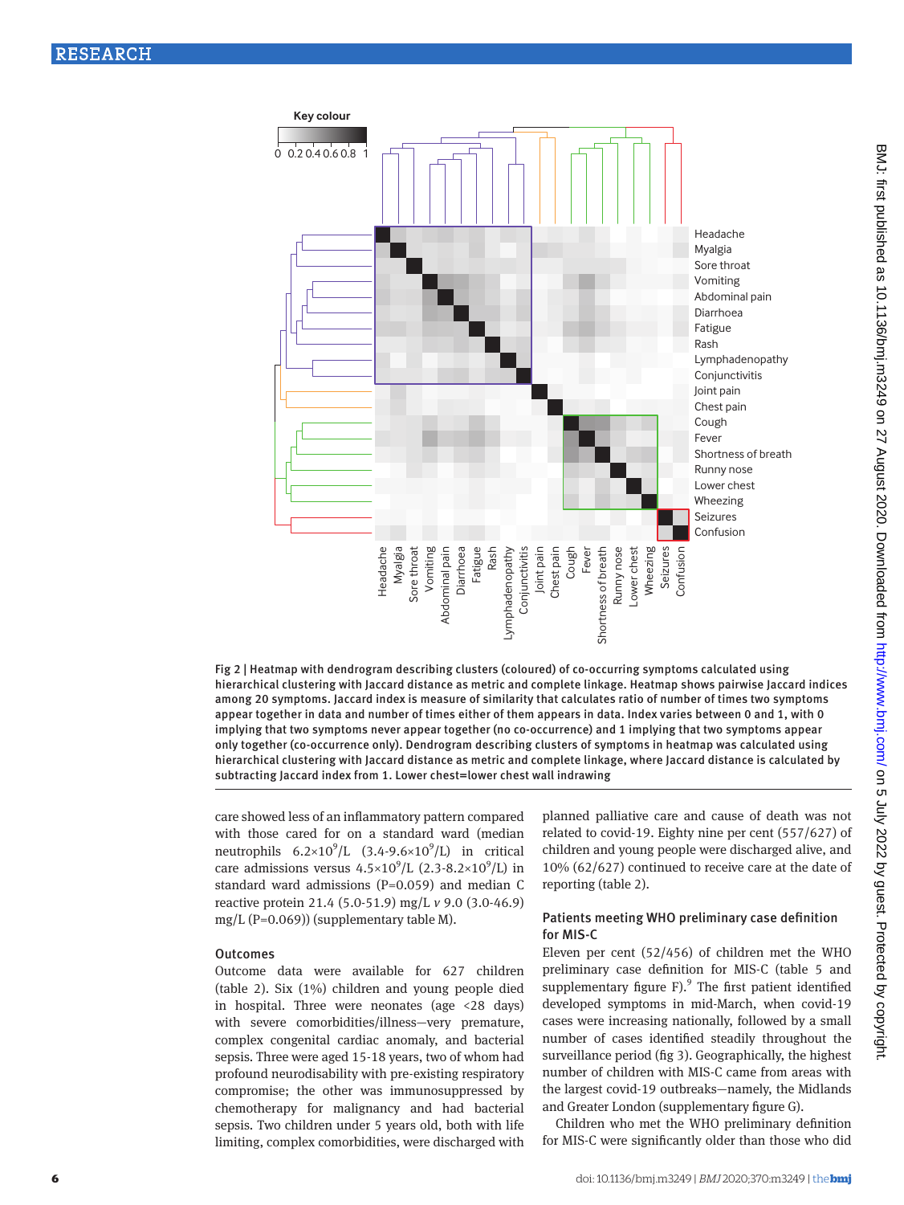Fig 2 | Heatmap with dendrogram describing clusters (coloured) of co-occurring symptoms calculated using hierarchical clustering with Jaccard distance as metric and complete linkage. Heatmap shows pairwise Jaccard indices among 20 symptoms. Jaccard index is measure of similarity that calculates ratio of number of times two symptoms appear together in data and number of times either of them appears in data. Index varies between 0 and 1, with 0 implying that two symptoms never appear together (no co-occurrence) and 1 implying that two symptoms appear only together (co-occurrence only). Dendrogram describing clusters of symptoms in heatmap was calculated using hierarchical clustering with Jaccard distance as metric and complete linkage, where Jaccard distance is calculated by subtracting Jaccard index from 1. Lower chest=lower chest wall indrawing

care showed less of an inflammatory pattern compared with those cared for on a standard ward (median neutrophils $6.2\times10^9$/L ($3.4$-$9.6\times10^9$/L) in critical care admissions versus $4.5\times10^9$/L ($2.3$-$8.2\times10^9$/L) in standard ward admissions (P=0.059) and median C reactive protein 21.4 (5.0-51.9) mg/L *v* 9.0 (3.0-46.9) mg/L (P=0.069)) (supplementary table M).

### Outcomes

Outcome data were available for 627 children (table 2). Six (1%) children and young people died in hospital. Three were neonates (age <28 days) with severe comorbidities/illness—very premature, complex congenital cardiac anomaly, and bacterial sepsis. Three were aged 15-18 years, two of whom had profound neurodisability with pre-existing respiratory compromise; the other was immunosuppressed by chemotherapy for malignancy and had bacterial sepsis. Two children under 5 years old, both with life limiting, complex comorbidities, were discharged with planned palliative care and cause of death was not related to covid-19. Eighty nine per cent (557/627) of children and young people were discharged alive, and 10% (62/627) continued to receive care at the date of reporting (table 2).

### Patients meeting WHO preliminary case definition for MIS-C

Eleven per cent (52/456) of children met the WHO preliminary case definition for MIS-C (table 5 and supplementary figure F).[9] The first patient identified developed symptoms in mid-March, when covid-19 cases were increasing nationally, followed by a small number of cases identified steadily throughout the surveillance period (fig 3). Geographically, the highest number of children with MIS-C came from areas with the largest covid-19 outbreaks—namely, the Midlands and Greater London (supplementary figure G).

Children who met the WHO preliminary definition for MIS-C were significantly older than those who did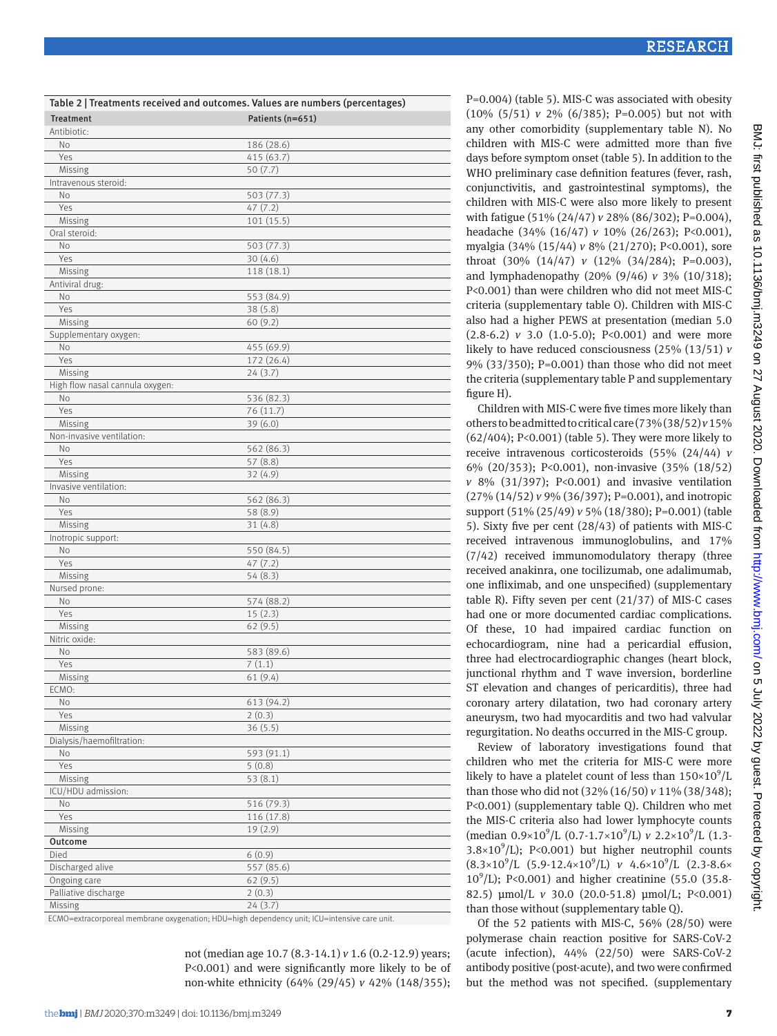**Table 2 | Treatments received and outcomes. Values are numbers (percentages)**

| Treatment | Patients (n=651) |
|---|---|
| Antibiotic: | |
| No | 186 (28.6) |
| Yes | 415 (63.7) |
| Missing | 50 (7.7) |
| Intravenous steroid: | |
| No | 503 (77.3) |
| Yes | 47 (7.2) |
| Missing | 101 (15.5) |
| Oral steroid: | |
| No | 503 (77.3) |
| Yes | 30 (4.6) |
| Missing | 118 (18.1) |
| Antiviral drug: | |
| No | 553 (84.9) |
| Yes | 38 (5.8) |
| Missing | 60 (9.2) |
| Supplementary oxygen: | |
| No | 455 (69.9) |
| Yes | 172 (26.4) |
| Missing | 24 (3.7) |
| High flow nasal cannula oxygen: | |
| No | 536 (82.3) |
| Yes | 76 (11.7) |
| Missing | 39 (6.0) |
| Non-invasive ventilation: | |
| No | 562 (86.3) |
| Yes | 57 (8.8) |
| Missing | 32 (4.9) |
| Invasive ventilation: | |
| No | 562 (86.3) |
| Yes | 58 (8.9) |
| Missing | 31 (4.8) |
| Inotropic support: | |
| No | 550 (84.5) |
| Yes | 47 (7.2) |
| Missing | 54 (8.3) |
| Nursed prone: | |
| No | 574 (88.2) |
| Yes | 15 (2.3) |
| Missing | 62 (9.5) |
| Nitric oxide: | |
| No | 583 (89.6) |
| Yes | 7 (1.1) |
| Missing | 61 (9.4) |
| ECMO: | |
| No | 613 (94.2) |
| Yes | 2 (0.3) |
| Missing | 36 (5.5) |
| Dialysis/haemofiltration: | |
| No | 593 (91.1) |
| Yes | 5 (0.8) |
| Missing | 53 (8.1) |
| ICU/HDU admission: | |
| No | 516 (79.3) |
| Yes | 116 (17.8) |
| Missing | 19 (2.9) |
| **Outcome** | |
| Died | 6 (0.9) |
| Discharged alive | 557 (85.6) |
| Ongoing care | 62 (9.5) |
| Palliative discharge | 2 (0.3) |
| Missing | 24 (3.7) |

ECMO=extracorporeal membrane oxygenation; HDU=high dependency unit; ICU=intensive care unit.

not (median age 10.7 (8.3-14.1) *v* 1.6 (0.2-12.9) years; P<0.001) and were significantly more likely to be of non-white ethnicity (64% (29/45) *v* 42% (148/355); P=0.004) (table 5). MIS-C was associated with obesity (10% (5/51) *v* 2% (6/385); P=0.005) but not with any other comorbidity (supplementary table N). No children with MIS-C were admitted more than five days before symptom onset (table 5). In addition to the WHO preliminary case definition features (fever, rash, conjunctivitis, and gastrointestinal symptoms), the children with MIS-C were also more likely to present with fatigue (51% (24/47) *v* 28% (86/302); P=0.004), headache (34% (16/47) *v* 10% (26/263); P<0.001), myalgia (34% (15/44) *v* 8% (21/270); P<0.001), sore throat (30% (14/47) *v* (12% (34/284); P=0.003), and lymphadenopathy (20% (9/46) *v* 3% (10/318); P<0.001) than were children who did not meet MIS-C criteria (supplementary table O). Children with MIS-C also had a higher PEWS at presentation (median 5.0 (2.8-6.2) *v* 3.0 (1.0-5.0); P<0.001) and were more likely to have reduced consciousness (25% (13/51) *v* 9% (33/350); P=0.001) than those who did not meet the criteria (supplementary table P and supplementary figure H).

Children with MIS-C were five times more likely than others to be admitted to critical care (73% (38/52) *v* 15% (62/404); P<0.001) (table 5). They were more likely to receive intravenous corticosteroids (55% (24/44) *v* 6% (20/353); P<0.001), non-invasive (35% (18/52) *v* 8% (31/397); P<0.001) and invasive ventilation (27% (14/52) *v* 9% (36/397); P=0.001), and inotropic support (51% (25/49) *v* 5% (18/380); P=0.001) (table 5). Sixty five per cent (28/43) of patients with MIS-C received intravenous immunoglobulins, and 17% (7/42) received immunomodulatory therapy (three received anakinra, one tocilizumab, one adalimumab, one infliximab, and one unspecified) (supplementary table R). Fifty seven per cent (21/37) of MIS-C cases had one or more documented cardiac complications. Of these, 10 had impaired cardiac function on echocardiogram, nine had a pericardial effusion, three had electrocardiographic changes (heart block, junctional rhythm and T wave inversion, borderline ST elevation and changes of pericarditis), three had coronary artery dilatation, two had coronary artery aneurysm, two had myocarditis and two had valvular regurgitation. No deaths occurred in the MIS-C group.

Review of laboratory investigations found that children who met the criteria for MIS-C were more likely to have a platelet count of less than $150\times10^9$/L than those who did not (32% (16/50) *v* 11% (38/348); P<0.001) (supplementary table Q). Children who met the MIS-C criteria also had lower lymphocyte counts (median $0.9\times10^9$/L ($0.7$-$1.7\times10^9$/L) *v* $2.2\times10^9$/L ($1.3$-$3.8\times10^9$/L); P<0.001) but higher neutrophil counts ($8.3\times10^9$/L ($5.9$-$12.4\times10^9$/L) *v* $4.6\times10^9$/L ($2.3$-$8.6\times10^9$/L); P<0.001) and higher creatinine (55.0 (35.8-82.5) µmol/L *v* 30.0 (20.0-51.8) µmol/L; P<0.001) than those without (supplementary table Q).

Of the 52 patients with MIS-C, 56% (28/50) were polymerase chain reaction positive for SARS-CoV-2 (acute infection), 44% (22/50) were SARS-CoV-2 antibody positive (post-acute), and two were confirmed but the method was not specified. (supplementary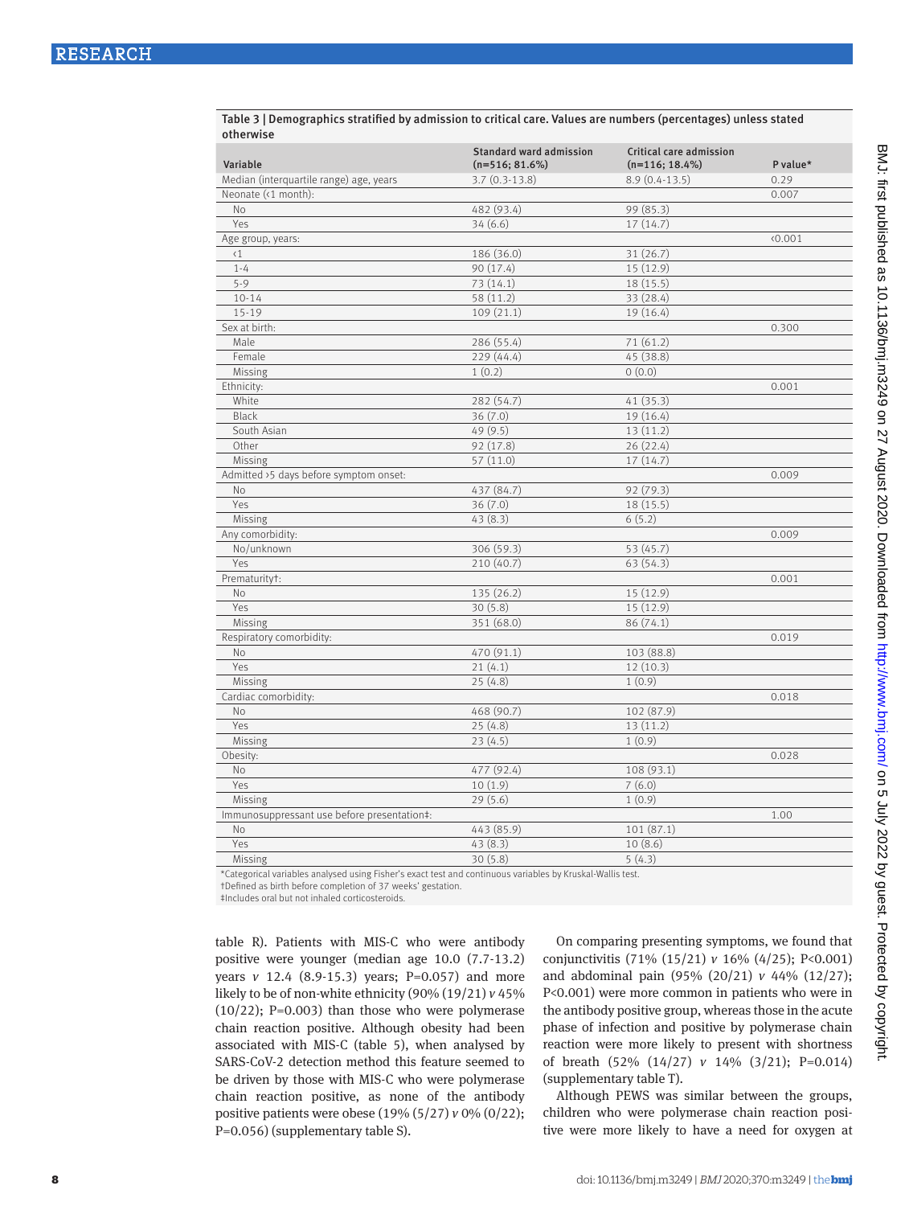**Table 3 | Demographics stratified by admission to critical care. Values are numbers (percentages) unless stated otherwise**

| Variable | Standard ward admission (n=516; 81.6%) | Critical care admission (n=116; 18.4%) | P value* |
|---|---|---|---|
| Median (interquartile range) age, years | 3.7 (0.3-13.8) | 8.9 (0.4-13.5) | 0.29 |
| Neonate (<1 month): | | | 0.007 |
| No | 482 (93.4) | 99 (85.3) | |
| Yes | 34 (6.6) | 17 (14.7) | |
| Age group, years: | | | <0.001 |
| <1 | 186 (36.0) | 31 (26.7) | |
| 1-4 | 90 (17.4) | 15 (12.9) | |
| 5-9 | 73 (14.1) | 18 (15.5) | |
| 10-14 | 58 (11.2) | 33 (28.4) | |
| 15-19 | 109 (21.1) | 19 (16.4) | |
| Sex at birth: | | | 0.300 |
| Male | 286 (55.4) | 71 (61.2) | |
| Female | 229 (44.4) | 45 (38.8) | |
| Missing | 1 (0.2) | 0 (0.0) | |
| Ethnicity: | | | 0.001 |
| White | 282 (54.7) | 41 (35.3) | |
| Black | 36 (7.0) | 19 (16.4) | |
| South Asian | 49 (9.5) | 13 (11.2) | |
| Other | 92 (17.8) | 26 (22.4) | |
| Missing | 57 (11.0) | 17 (14.7) | |
| Admitted >5 days before symptom onset: | | | 0.009 |
| No | 437 (84.7) | 92 (79.3) | |
| Yes | 36 (7.0) | 18 (15.5) | |
| Missing | 43 (8.3) | 6 (5.2) | |
| Any comorbidity: | | | 0.009 |
| No/unknown | 306 (59.3) | 53 (45.7) | |
| Yes | 210 (40.7) | 63 (54.3) | |
| Prematurity†: | | | 0.001 |
| No | 135 (26.2) | 15 (12.9) | |
| Yes | 30 (5.8) | 15 (12.9) | |
| Missing | 351 (68.0) | 86 (74.1) | |
| Respiratory comorbidity: | | | 0.019 |
| No | 470 (91.1) | 103 (88.8) | |
| Yes | 21 (4.1) | 12 (10.3) | |
| Missing | 25 (4.8) | 1 (0.9) | |
| Cardiac comorbidity: | | | 0.018 |
| No | 468 (90.7) | 102 (87.9) | |
| Yes | 25 (4.8) | 13 (11.2) | |
| Missing | 23 (4.5) | 1 (0.9) | |
| Obesity: | | | 0.028 |
| No | 477 (92.4) | 108 (93.1) | |
| Yes | 10 (1.9) | 7 (6.0) | |
| Missing | 29 (5.6) | 1 (0.9) | |
| Immunosuppressant use before presentation‡: | | | 1.00 |
| No | 443 (85.9) | 101 (87.1) | |
| Yes | 43 (8.3) | 10 (8.6) | |
| Missing | 30 (5.8) | 5 (4.3) | |

*Categorical variables analysed using Fisher's exact test and continuous variables by Kruskal-Wallis test.
†Defined as birth before completion of 37 weeks' gestation.
‡Includes oral but not inhaled corticosteroids.

table R). Patients with MIS-C who were antibody positive were younger (median age 10.0 (7.7-13.2) years *v* 12.4 (8.9-15.3) years; P=0.057) and more likely to be of non-white ethnicity (90% (19/21) *v* 45% (10/22); P=0.003) than those who were polymerase chain reaction positive. Although obesity had been associated with MIS-C (table 5), when analysed by SARS-CoV-2 detection method this feature seemed to be driven by those with MIS-C who were polymerase chain reaction positive, as none of the antibody positive patients were obese (19% (5/27) *v* 0% (0/22); P=0.056) (supplementary table S).

On comparing presenting symptoms, we found that conjunctivitis (71% (15/21) *v* 16% (4/25); P<0.001) and abdominal pain (95% (20/21) *v* 44% (12/27); P<0.001) were more common in patients who were in the antibody positive group, whereas those in the acute phase of infection and positive by polymerase chain reaction were more likely to present with shortness of breath (52% (14/27) *v* 14% (3/21); P=0.014) (supplementary table T).

Although PEWS was similar between the groups, children who were polymerase chain reaction positive were more likely to have a need for oxygen at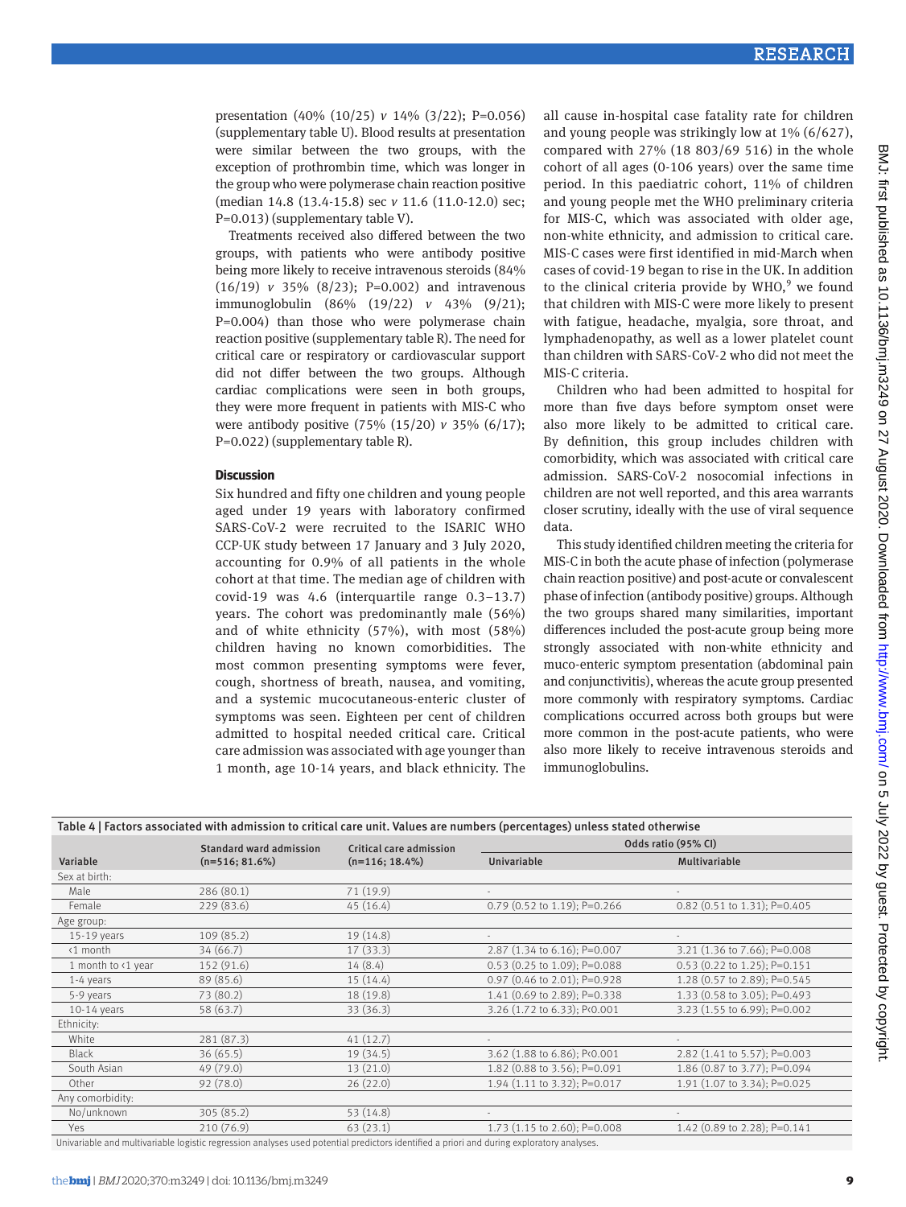presentation (40% (10/25) *v* 14% (3/22); P=0.056) (supplementary table U). Blood results at presentation were similar between the two groups, with the exception of prothrombin time, which was longer in the group who were polymerase chain reaction positive (median 14.8 (13.4-15.8) sec *v* 11.6 (11.0-12.0) sec; P=0.013) (supplementary table V).

Treatments received also differed between the two groups, with patients who were antibody positive being more likely to receive intravenous steroids (84% (16/19) *v* 35% (8/23); P=0.002) and intravenous immunoglobulin (86% (19/22) *v* 43% (9/21); P=0.004) than those who were polymerase chain reaction positive (supplementary table R). The need for critical care or respiratory or cardiovascular support did not differ between the two groups. Although cardiac complications were seen in both groups, they were more frequent in patients with MIS-C who were antibody positive (75% (15/20) *v* 35% (6/17); P=0.022) (supplementary table R).

## Discussion

Six hundred and fifty one children and young people aged under 19 years with laboratory confirmed SARS-CoV-2 were recruited to the ISARIC WHO CCP-UK study between 17 January and 3 July 2020, accounting for 0.9% of all patients in the whole cohort at that time. The median age of children with covid-19 was 4.6 (interquartile range 0.3–13.7) years. The cohort was predominantly male (56%) and of white ethnicity (57%), with most (58%) children having no known comorbidities. The most common presenting symptoms were fever, cough, shortness of breath, nausea, and vomiting, and a systemic mucocutaneous-enteric cluster of symptoms was seen. Eighteen per cent of children admitted to hospital needed critical care. Critical care admission was associated with age younger than 1 month, age 10-14 years, and black ethnicity. The all cause in-hospital case fatality rate for children and young people was strikingly low at 1% (6/627), compared with 27% (18 803/69 516) in the whole cohort of all ages (0-106 years) over the same time period. In this paediatric cohort, 11% of children and young people met the WHO preliminary criteria for MIS-C, which was associated with older age, non-white ethnicity, and admission to critical care. MIS-C cases were first identified in mid-March when cases of covid-19 began to rise in the UK. In addition to the clinical criteria provide by WHO,[9] we found that children with MIS-C were more likely to present with fatigue, headache, myalgia, sore throat, and lymphadenopathy, as well as a lower platelet count than children with SARS-CoV-2 who did not meet the MIS-C criteria.

Children who had been admitted to hospital for more than five days before symptom onset were also more likely to be admitted to critical care. By definition, this group includes children with comorbidity, which was associated with critical care admission. SARS-CoV-2 nosocomial infections in children are not well reported, and this area warrants closer scrutiny, ideally with the use of viral sequence data.

This study identified children meeting the criteria for MIS-C in both the acute phase of infection (polymerase chain reaction positive) and post-acute or convalescent phase of infection (antibody positive) groups. Although the two groups shared many similarities, important differences included the post-acute group being more strongly associated with non-white ethnicity and muco-enteric symptom presentation (abdominal pain and conjunctivitis), whereas the acute group presented more commonly with respiratory symptoms. Cardiac complications occurred across both groups but were more common in the post-acute patients, who were also more likely to receive intravenous steroids and immunoglobulins.

Table 4 | Factors associated with admission to critical care unit. Values are numbers (percentages) unless stated otherwise

| Variable | Standard ward admission (n=516; 81.6%) | Critical care admission (n=116; 18.4%) | Odds ratio (95% CI) | |
|---|---|---|---|---|
| | | | Univariable | Multivariable |
| Sex at birth: | | | | |
| Male | 286 (80.1) | 71 (19.9) | - | - |
| Female | 229 (83.6) | 45 (16.4) | 0.79 (0.52 to 1.19); P=0.266 | 0.82 (0.51 to 1.31); P=0.405 |
| Age group: | | | | |
| 15-19 years | 109 (85.2) | 19 (14.8) | - | - |
| <1 month | 34 (66.7) | 17 (33.3) | 2.87 (1.34 to 6.16); P=0.007 | 3.21 (1.36 to 7.66); P=0.008 |
| 1 month to <1 year | 152 (91.6) | 14 (8.4) | 0.53 (0.25 to 1.09); P=0.088 | 0.53 (0.22 to 1.25); P=0.151 |
| 1-4 years | 89 (85.6) | 15 (14.4) | 0.97 (0.46 to 2.01); P=0.928 | 1.28 (0.57 to 2.89); P=0.545 |
| 5-9 years | 73 (80.2) | 18 (19.8) | 1.41 (0.69 to 2.89); P=0.338 | 1.33 (0.58 to 3.05); P=0.493 |
| 10-14 years | 58 (63.7) | 33 (36.3) | 3.26 (1.72 to 6.33); P<0.001 | 3.23 (1.55 to 6.99); P=0.002 |
| Ethnicity: | | | | |
| White | 281 (87.3) | 41 (12.7) | - | - |
| Black | 36 (65.5) | 19 (34.5) | 3.62 (1.88 to 6.86); P<0.001 | 2.82 (1.41 to 5.57); P=0.003 |
| South Asian | 49 (79.0) | 13 (21.0) | 1.82 (0.88 to 3.56); P=0.091 | 1.86 (0.87 to 3.77); P=0.094 |
| Other | 92 (78.0) | 26 (22.0) | 1.94 (1.11 to 3.32); P=0.017 | 1.91 (1.07 to 3.34); P=0.025 |
| Any comorbidity: | | | | |
| No/unknown | 305 (85.2) | 53 (14.8) | - | - |
| Yes | 210 (76.9) | 63 (23.1) | 1.73 (1.15 to 2.60); P=0.008 | 1.42 (0.89 to 2.28); P=0.141 |

Univariable and multivariable logistic regression analyses used potential predictors identified a priori and during exploratory analyses.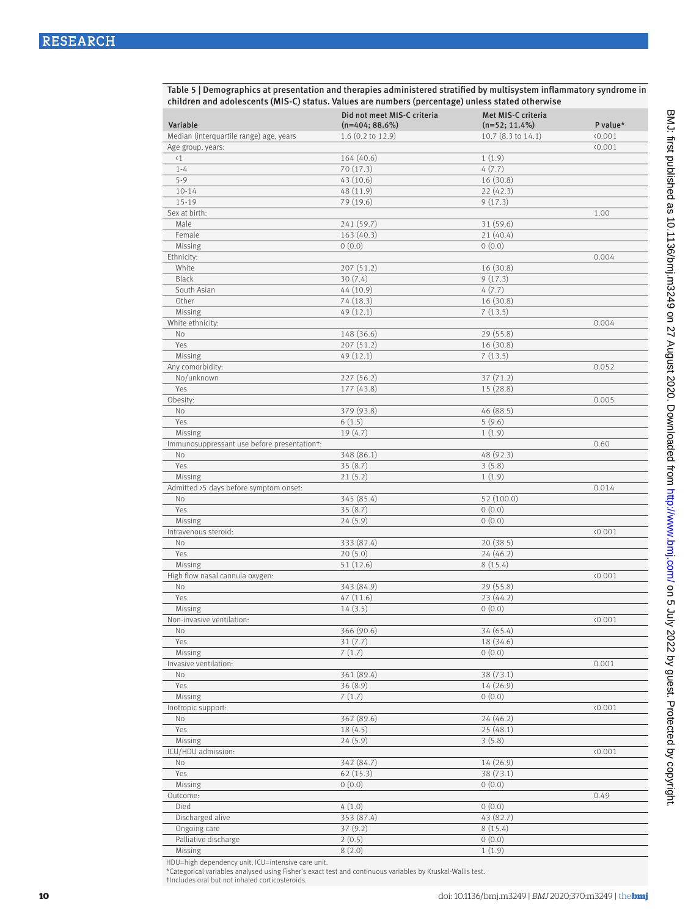Table 5 | Demographics at presentation and therapies administered stratified by multisystem inflammatory syndrome in children and adolescents (MIS-C) status. Values are numbers (percentage) unless stated otherwise

| Variable | Did not meet MIS-C criteria (n=404; 88.6%) | Met MIS-C criteria (n=52; 11.4%) | P value* |
|---|---|---|---|
| Median (interquartile range) age, years | 1.6 (0.2 to 12.9) | 10.7 (8.3 to 14.1) | <0.001 |
| Age group, years: | | | <0.001 |
| <1 | 164 (40.6) | 1 (1.9) | |
| 1-4 | 70 (17.3) | 4 (7.7) | |
| 5-9 | 43 (10.6) | 16 (30.8) | |
| 10-14 | 48 (11.9) | 22 (42.3) | |
| 15-19 | 79 (19.6) | 9 (17.3) | |
| Sex at birth: | | | 1.00 |
| Male | 241 (59.7) | 31 (59.6) | |
| Female | 163 (40.3) | 21 (40.4) | |
| Missing | 0 (0.0) | 0 (0.0) | |
| Ethnicity: | | | 0.004 |
| White | 207 (51.2) | 16 (30.8) | |
| Black | 30 (7.4) | 9 (17.3) | |
| South Asian | 44 (10.9) | 4 (7.7) | |
| Other | 74 (18.3) | 16 (30.8) | |
| Missing | 49 (12.1) | 7 (13.5) | |
| White ethnicity: | | | 0.004 |
| No | 148 (36.6) | 29 (55.8) | |
| Yes | 207 (51.2) | 16 (30.8) | |
| Missing | 49 (12.1) | 7 (13.5) | |
| Any comorbidity: | | | 0.052 |
| No/unknown | 227 (56.2) | 37 (71.2) | |
| Yes | 177 (43.8) | 15 (28.8) | |
| Obesity: | | | 0.005 |
| No | 379 (93.8) | 46 (88.5) | |
| Yes | 6 (1.5) | 5 (9.6) | |
| Missing | 19 (4.7) | 1 (1.9) | |
| Immunosuppressant use before presentation†: | | | 0.60 |
| No | 348 (86.1) | 48 (92.3) | |
| Yes | 35 (8.7) | 3 (5.8) | |
| Missing | 21 (5.2) | 1 (1.9) | |
| Admitted >5 days before symptom onset: | | | 0.014 |
| No | 345 (85.4) | 52 (100.0) | |
| Yes | 35 (8.7) | 0 (0.0) | |
| Missing | 24 (5.9) | 0 (0.0) | |
| Intravenous steroid: | | | <0.001 |
| No | 333 (82.4) | 20 (38.5) | |
| Yes | 20 (5.0) | 24 (46.2) | |
| Missing | 51 (12.6) | 8 (15.4) | |
| High flow nasal cannula oxygen: | | | <0.001 |
| No | 343 (84.9) | 29 (55.8) | |
| Yes | 47 (11.6) | 23 (44.2) | |
| Missing | 14 (3.5) | 0 (0.0) | |
| Non-invasive ventilation: | | | <0.001 |
| No | 366 (90.6) | 34 (65.4) | |
| Yes | 31 (7.7) | 18 (34.6) | |
| Missing | 7 (1.7) | 0 (0.0) | |
| Invasive ventilation: | | | 0.001 |
| No | 361 (89.4) | 38 (73.1) | |
| Yes | 36 (8.9) | 14 (26.9) | |
| Missing | 7 (1.7) | 0 (0.0) | |
| Inotropic support: | | | <0.001 |
| No | 362 (89.6) | 24 (46.2) | |
| Yes | 18 (4.5) | 25 (48.1) | |
| Missing | 24 (5.9) | 3 (5.8) | |
| ICU/HDU admission: | | | <0.001 |
| No | 342 (84.7) | 14 (26.9) | |
| Yes | 62 (15.3) | 38 (73.1) | |
| Missing | 0 (0.0) | 0 (0.0) | |
| Outcome: | | | 0.49 |
| Died | 4 (1.0) | 0 (0.0) | |
| Discharged alive | 353 (87.4) | 43 (82.7) | |
| Ongoing care | 37 (9.2) | 8 (15.4) | |
| Palliative discharge | 2 (0.5) | 0 (0.0) | |
| Missing | 8 (2.0) | 1 (1.9) | |

HDU=high dependency unit; ICU=intensive care unit.
*Categorical variables analysed using Fisher's exact test and continuous variables by Kruskal-Wallis test.
†Includes oral but not inhaled corticosteroids.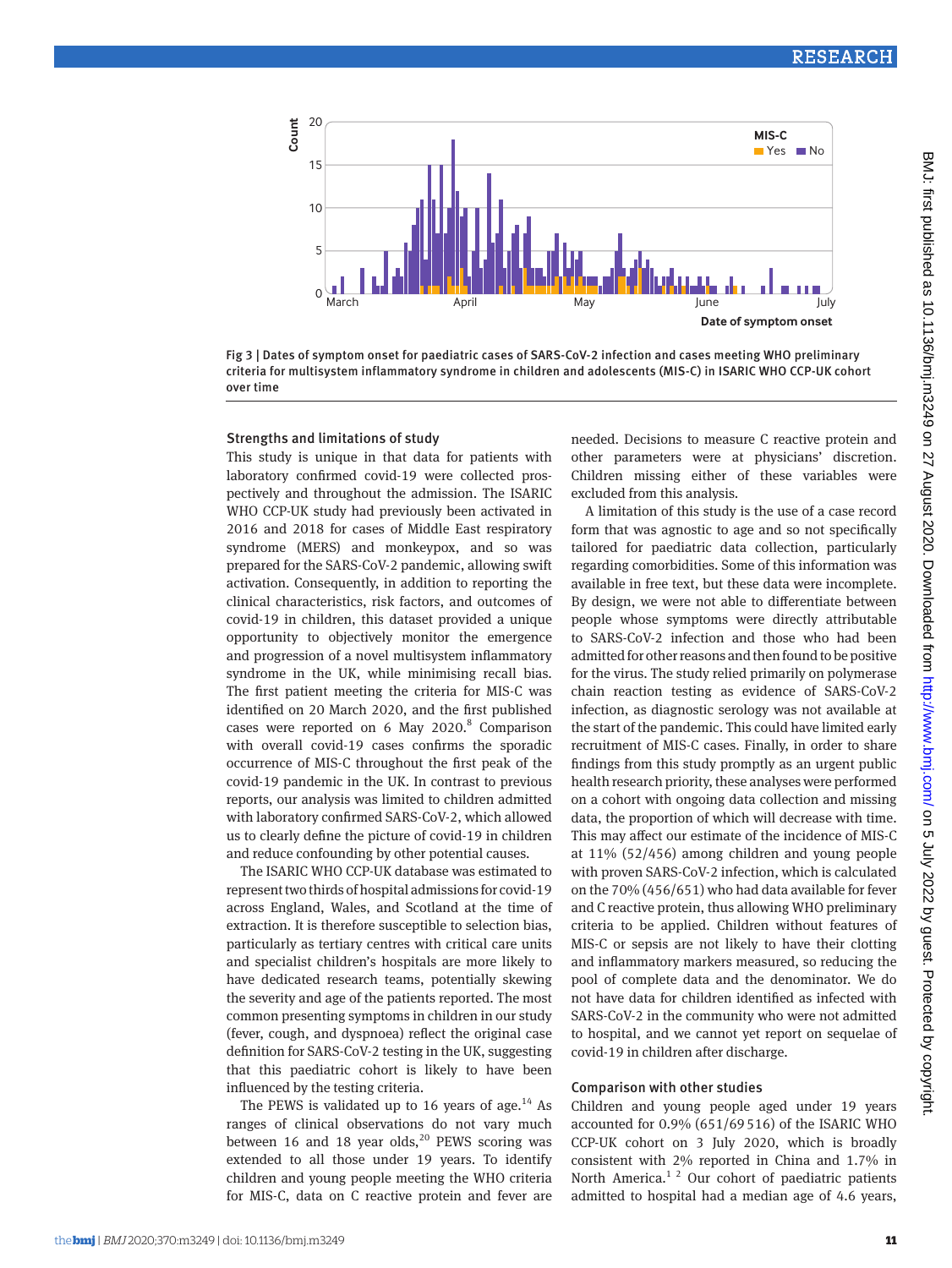Fig 3 | Dates of symptom onset for paediatric cases of SARS-CoV-2 infection and cases meeting WHO preliminary criteria for multisystem inflammatory syndrome in children and adolescents (MIS-C) in ISARIC WHO CCP-UK cohort over time

### Strengths and limitations of study

This study is unique in that data for patients with laboratory confirmed covid-19 were collected prospectively and throughout the admission. The ISARIC WHO CCP-UK study had previously been activated in 2016 and 2018 for cases of Middle East respiratory syndrome (MERS) and monkeypox, and so was prepared for the SARS-CoV-2 pandemic, allowing swift activation. Consequently, in addition to reporting the clinical characteristics, risk factors, and outcomes of covid-19 in children, this dataset provided a unique opportunity to objectively monitor the emergence and progression of a novel multisystem inflammatory syndrome in the UK, while minimising recall bias. The first patient meeting the criteria for MIS-C was identified on 20 March 2020, and the first published cases were reported on 6 May 2020.[8] Comparison with overall covid-19 cases confirms the sporadic occurrence of MIS-C throughout the first peak of the covid-19 pandemic in the UK. In contrast to previous reports, our analysis was limited to children admitted with laboratory confirmed SARS-CoV-2, which allowed us to clearly define the picture of covid-19 in children and reduce confounding by other potential causes.

The ISARIC WHO CCP-UK database was estimated to represent two thirds of hospital admissions for covid-19 across England, Wales, and Scotland at the time of extraction. It is therefore susceptible to selection bias, particularly as tertiary centres with critical care units and specialist children's hospitals are more likely to have dedicated research teams, potentially skewing the severity and age of the patients reported. The most common presenting symptoms in children in our study (fever, cough, and dyspnoea) reflect the original case definition for SARS-CoV-2 testing in the UK, suggesting that this paediatric cohort is likely to have been influenced by the testing criteria.

The PEWS is validated up to 16 years of age.[14] As ranges of clinical observations do not vary much between 16 and 18 year olds,[20] PEWS scoring was extended to all those under 19 years. To identify children and young people meeting the WHO criteria for MIS-C, data on C reactive protein and fever are needed. Decisions to measure C reactive protein and other parameters were at physicians' discretion. Children missing either of these variables were excluded from this analysis.

A limitation of this study is the use of a case record form that was agnostic to age and so not specifically tailored for paediatric data collection, particularly regarding comorbidities. Some of this information was available in free text, but these data were incomplete. By design, we were not able to differentiate between people whose symptoms were directly attributable to SARS-CoV-2 infection and those who had been admitted for other reasons and then found to be positive for the virus. The study relied primarily on polymerase chain reaction testing as evidence of SARS-CoV-2 infection, as diagnostic serology was not available at the start of the pandemic. This could have limited early recruitment of MIS-C cases. Finally, in order to share findings from this study promptly as an urgent public health research priority, these analyses were performed on a cohort with ongoing data collection and missing data, the proportion of which will decrease with time. This may affect our estimate of the incidence of MIS-C at 11% (52/456) among children and young people with proven SARS-CoV-2 infection, which is calculated on the 70% (456/651) who had data available for fever and C reactive protein, thus allowing WHO preliminary criteria to be applied. Children without features of MIS-C or sepsis are not likely to have their clotting and inflammatory markers measured, so reducing the pool of complete data and the denominator. We do not have data for children identified as infected with SARS-CoV-2 in the community who were not admitted to hospital, and we cannot yet report on sequelae of covid-19 in children after discharge.

### Comparison with other studies

Children and young people aged under 19 years accounted for 0.9% (651/69 516) of the ISARIC WHO CCP-UK cohort on 3 July 2020, which is broadly consistent with 2% reported in China and 1.7% in North America.[1 2] Our cohort of paediatric patients admitted to hospital had a median age of 4.6 years,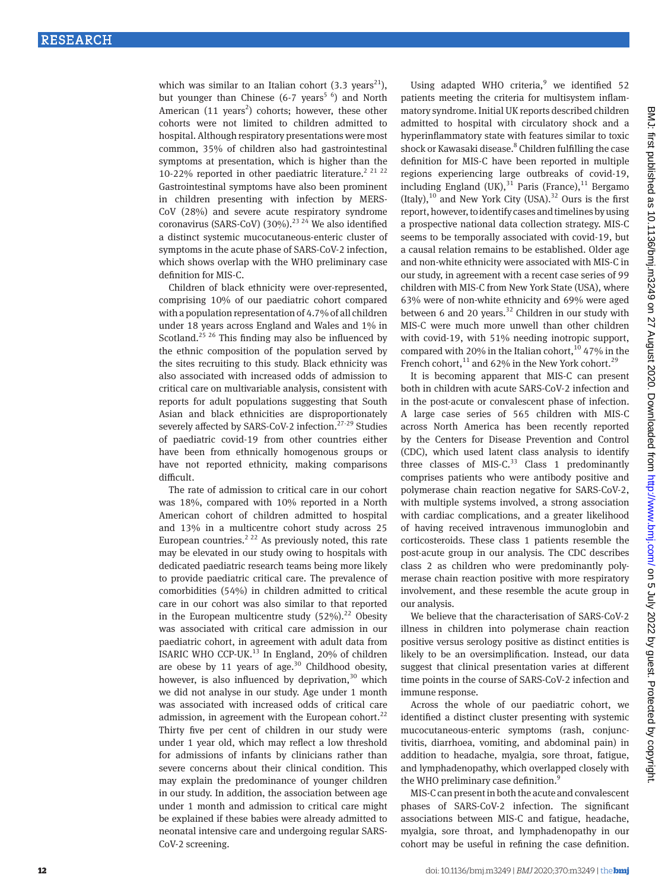which was similar to an Italian cohort (3.3 years[21]), but younger than Chinese (6-7 years[5 6]) and North American (11 years[2]) cohorts; however, these other cohorts were not limited to children admitted to hospital. Although respiratory presentations were most common, 35% of children also had gastrointestinal symptoms at presentation, which is higher than the 10-22% reported in other paediatric literature.[2 21 22] Gastrointestinal symptoms have also been prominent in children presenting with infection by MERS-CoV (28%) and severe acute respiratory syndrome coronavirus (SARS-CoV) (30%).[23 24] We also identified a distinct systemic mucocutaneous-enteric cluster of symptoms in the acute phase of SARS-CoV-2 infection, which shows overlap with the WHO preliminary case definition for MIS-C.

Children of black ethnicity were over-represented, comprising 10% of our paediatric cohort compared with a population representation of 4.7% of all children under 18 years across England and Wales and 1% in Scotland.[25 26] This finding may also be influenced by the ethnic composition of the population served by the sites recruiting to this study. Black ethnicity was also associated with increased odds of admission to critical care on multivariable analysis, consistent with reports for adult populations suggesting that South Asian and black ethnicities are disproportionately severely affected by SARS-CoV-2 infection.[27-29] Studies of paediatric covid-19 from other countries either have been from ethnically homogenous groups or have not reported ethnicity, making comparisons difficult.

The rate of admission to critical care in our cohort was 18%, compared with 10% reported in a North American cohort of children admitted to hospital and 13% in a multicentre cohort study across 25 European countries.[2 22] As previously noted, this rate may be elevated in our study owing to hospitals with dedicated paediatric research teams being more likely to provide paediatric critical care. The prevalence of comorbidities (54%) in children admitted to critical care in our cohort was also similar to that reported in the European multicentre study (52%).[22] Obesity was associated with critical care admission in our paediatric cohort, in agreement with adult data from ISARIC WHO CCP-UK.[13] In England, 20% of children are obese by 11 years of age.[30] Childhood obesity, however, is also influenced by deprivation,[30] which we did not analyse in our study. Age under 1 month was associated with increased odds of critical care admission, in agreement with the European cohort.[22] Thirty five per cent of children in our study were under 1 year old, which may reflect a low threshold for admissions of infants by clinicians rather than severe concerns about their clinical condition. This may explain the predominance of younger children in our study. In addition, the association between age under 1 month and admission to critical care might be explained if these babies were already admitted to neonatal intensive care and undergoing regular SARS-CoV-2 screening.

Using adapted WHO criteria,[9] we identified 52 patients meeting the criteria for multisystem inflammatory syndrome. Initial UK reports described children admitted to hospital with circulatory shock and a hyperinflammatory state with features similar to toxic shock or Kawasaki disease.[8] Children fulfilling the case definition for MIS-C have been reported in multiple regions experiencing large outbreaks of covid-19, including England (UK),[31] Paris (France),[11] Bergamo (Italy),[10] and New York City (USA).[32] Ours is the first report, however, to identify cases and timelines by using a prospective national data collection strategy. MIS-C seems to be temporally associated with covid-19, but a causal relation remains to be established. Older age and non-white ethnicity were associated with MIS-C in our study, in agreement with a recent case series of 99 children with MIS-C from New York State (USA), where 63% were of non-white ethnicity and 69% were aged between 6 and 20 years.[32] Children in our study with MIS-C were much more unwell than other children with covid-19, with 51% needing inotropic support, compared with 20% in the Italian cohort,[10] 47% in the French cohort,[11] and 62% in the New York cohort.[29]

It is becoming apparent that MIS-C can present both in children with acute SARS-CoV-2 infection and in the post-acute or convalescent phase of infection. A large case series of 565 children with MIS-C across North America has been recently reported by the Centers for Disease Prevention and Control (CDC), which used latent class analysis to identify three classes of MIS-C.[33] Class 1 predominantly comprises patients who were antibody positive and polymerase chain reaction negative for SARS-CoV-2, with multiple systems involved, a strong association with cardiac complications, and a greater likelihood of having received intravenous immunoglobin and corticosteroids. These class 1 patients resemble the post-acute group in our analysis. The CDC describes class 2 as children who were predominantly polymerase chain reaction positive with more respiratory involvement, and these resemble the acute group in our analysis.

We believe that the characterisation of SARS-CoV-2 illness in children into polymerase chain reaction positive versus serology positive as distinct entities is likely to be an oversimplification. Instead, our data suggest that clinical presentation varies at different time points in the course of SARS-CoV-2 infection and immune response.

Across the whole of our paediatric cohort, we identified a distinct cluster presenting with systemic mucocutaneous-enteric symptoms (rash, conjunctivitis, diarrhoea, vomiting, and abdominal pain) in addition to headache, myalgia, sore throat, fatigue, and lymphadenopathy, which overlapped closely with the WHO preliminary case definition.[9]

MIS-C can present in both the acute and convalescent phases of SARS-CoV-2 infection. The significant associations between MIS-C and fatigue, headache, myalgia, sore throat, and lymphadenopathy in our cohort may be useful in refining the case definition.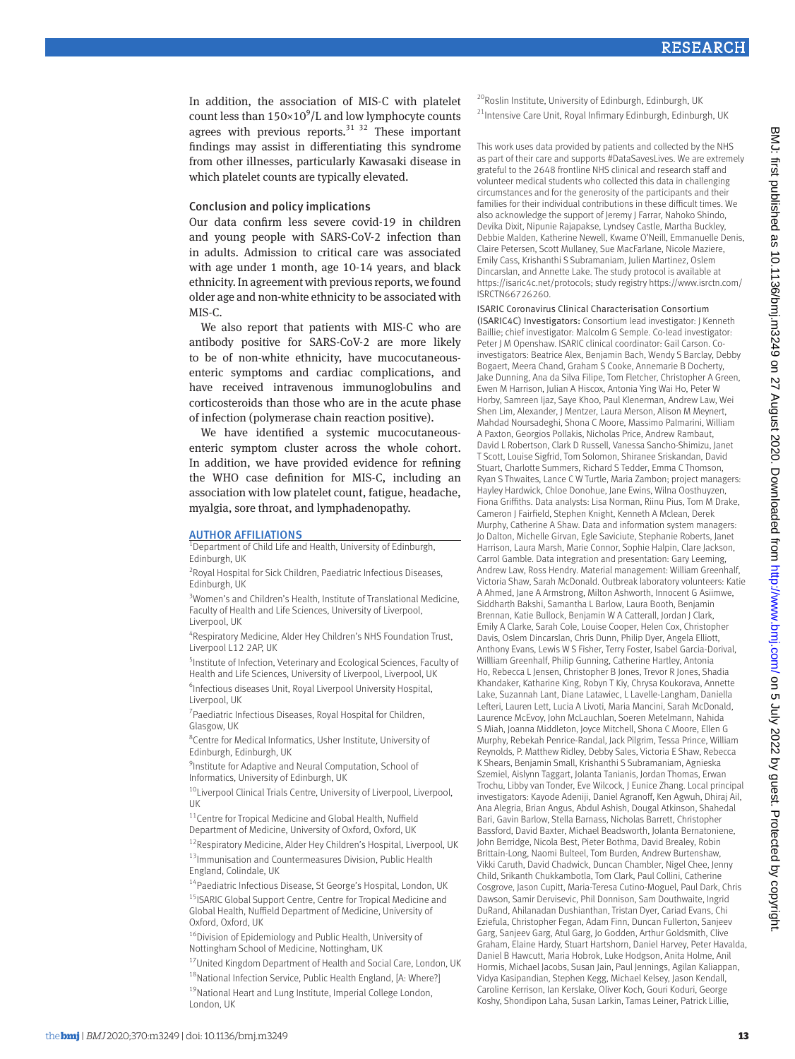In addition, the association of MIS-C with platelet count less than $150\times10^9$/L and low lymphocyte counts agrees with previous reports.[31 32] These important findings may assist in differentiating this syndrome from other illnesses, particularly Kawasaki disease in which platelet counts are typically elevated.

## Conclusion and policy implications

Our data confirm less severe covid-19 in children and young people with SARS-CoV-2 infection than in adults. Admission to critical care was associated with age under 1 month, age 10-14 years, and black ethnicity. In agreement with previous reports, we found older age and non-white ethnicity to be associated with MIS-C.

We also report that patients with MIS-C who are antibody positive for SARS-CoV-2 are more likely to be of non-white ethnicity, have mucocutaneous-enteric symptoms and cardiac complications, and have received intravenous immunoglobulins and corticosteroids than those who are in the acute phase of infection (polymerase chain reaction positive).

We have identified a systemic mucocutaneous-enteric symptom cluster across the whole cohort. In addition, we have provided evidence for refining the WHO case definition for MIS-C, including an association with low platelet count, fatigue, headache, myalgia, sore throat, and lymphadenopathy.

## AUTHOR AFFILIATIONS

[1]Department of Child Life and Health, University of Edinburgh, Edinburgh, UK

[2]Royal Hospital for Sick Children, Paediatric Infectious Diseases, Edinburgh, UK

[3]Women's and Children's Health, Institute of Translational Medicine, Faculty of Health and Life Sciences, University of Liverpool, Liverpool, UK

[4]Respiratory Medicine, Alder Hey Children's NHS Foundation Trust, Liverpool L12 2AP, UK

[5]Institute of Infection, Veterinary and Ecological Sciences, Faculty of Health and Life Sciences, University of Liverpool, Liverpool, UK

[6]Infectious diseases Unit, Royal Liverpool University Hospital, Liverpool, UK

[7]Paediatric Infectious Diseases, Royal Hospital for Children, Glasgow, UK

[8]Centre for Medical Informatics, Usher Institute, University of Edinburgh, Edinburgh, UK

[9]Institute for Adaptive and Neural Computation, School of Informatics, University of Edinburgh, UK

[10]Liverpool Clinical Trials Centre, University of Liverpool, Liverpool, UK

[11]Centre for Tropical Medicine and Global Health, Nuffield Department of Medicine, University of Oxford, Oxford, UK

[12]Respiratory Medicine, Alder Hey Children's Hospital, Liverpool, UK

[13]Immunisation and Countermeasures Division, Public Health England, Colindale, UK

[14]Paediatric Infectious Disease, St George's Hospital, London, UK

[15]ISARIC Global Support Centre, Centre for Tropical Medicine and Global Health, Nuffield Department of Medicine, University of Oxford, Oxford, UK

[16]Division of Epidemiology and Public Health, University of Nottingham School of Medicine, Nottingham, UK

[17]United Kingdom Department of Health and Social Care, London, UK

[18]National Infection Service, Public Health England, [A: Where?]

[19]National Heart and Lung Institute, Imperial College London, London, UK

[20]Roslin Institute, University of Edinburgh, Edinburgh, UK

[21]Intensive Care Unit, Royal Infirmary Edinburgh, Edinburgh, UK

This work uses data provided by patients and collected by the NHS as part of their care and supports #DataSavesLives. We are extremely grateful to the 2648 frontline NHS clinical and research staff and volunteer medical students who collected this data in challenging circumstances and for the generosity of the participants and their families for their individual contributions in these difficult times. We also acknowledge the support of Jeremy J Farrar, Nahoko Shindo, Devika Dixit, Nipunie Rajapakse, Lyndsey Castle, Martha Buckley, Debbie Malden, Katherine Newell, Kwame O'Neill, Emmanuelle Denis, Claire Petersen, Scott Mullaney, Sue MacFarlane, Nicole Maziere, Emily Cass, Krishanthi S Subramaniam, Julien Martinez, Oslem Dincarslan, and Annette Lake. The study protocol is available at https://isaric4c.net/protocols; study registry https://www.isrctn.com/ISRCTN66726260.

ISARIC Coronavirus Clinical Characterisation Consortium (ISARIC4C) Investigators: Consortium lead investigator: J Kenneth Baillie; chief investigator: Malcolm G Semple. Co-lead investigator: Peter J M Openshaw. ISARIC clinical coordinator: Gail Carson. Co-investigators: Beatrice Alex, Benjamin Bach, Wendy S Barclay, Debby Bogaert, Meera Chand, Graham S Cooke, Annemarie B Docherty, Jake Dunning, Ana da Silva Filipe, Tom Fletcher, Christopher A Green, Ewen M Harrison, Julian A Hiscox, Antonia Ying Wai Ho, Peter W Horby, Samreen Ijaz, Saye Khoo, Paul Klenerman, Andrew Law, Wei Shen Lim, Alexander, J Mentzer, Laura Merson, Alison M Meynert, Mahdad Noursadeghi, Shona C Moore, Massimo Palmarini, William A Paxton, Georgios Pollakis, Nicholas Price, Andrew Rambaut, David L Robertson, Clark D Russell, Vanessa Sancho-Shimizu, Janet T Scott, Louise Sigfrid, Tom Solomon, Shiranee Sriskandan, David Stuart, Charlotte Summers, Richard S Tedder, Emma C Thomson, Ryan S Thwaites, Lance C W Turtle, Maria Zambon; project managers: Hayley Hardwick, Chloe Donohue, Jane Ewins, Wilna Oosthuyzen, Fiona Griffiths. Data analysts: Lisa Norman, Riinu Pius, Tom M Drake, Cameron J Fairfield, Stephen Knight, Kenneth A Mclean, Derek Murphy, Catherine A Shaw. Data and information system managers: Jo Dalton, Michelle Girvan, Egle Saviciute, Stephanie Roberts, Janet Harrison, Laura Marsh, Marie Connor, Sophie Halpin, Clare Jackson, Carrol Gamble. Data integration and presentation: Gary Leeming, Andrew Law, Ross Hendry. Material management: William Greenhalf, Victoria Shaw, Sarah McDonald. Outbreak laboratory volunteers: Katie A Ahmed, Jane A Armstrong, Milton Ashworth, Innocent G Asiimwe, Siddharth Bakshi, Samantha L Barlow, Laura Booth, Benjamin Brennan, Katie Bullock, Benjamin W A Catterall, Jordan J Clark, Emily A Clarke, Sarah Cole, Louise Cooper, Helen Cox, Christopher Davis, Oslem Dincarslan, Chris Dunn, Philip Dyer, Angela Elliott, Anthony Evans, Lewis W S Fisher, Terry Foster, Isabel Garcia-Dorival, Willliam Greenhalf, Philip Gunning, Catherine Hartley, Antonia Ho, Rebecca L Jensen, Christopher B Jones, Trevor R Jones, Shadia Khandaker, Katharine King, Robyn T Kiy, Chrysa Koukorava, Annette Lake, Suzannah Lant, Diane Latawiec, L Lavelle-Langham, Daniella Lefteri, Lauren Lett, Lucia A Livoti, Maria Mancini, Sarah McDonald, Laurence McEvoy, John McLauchlan, Soeren Metelmann, Nahida S Miah, Joanna Middleton, Joyce Mitchell, Shona C Moore, Ellen G Murphy, Rebekah Penrice-Randal, Jack Pilgrim, Tessa Prince, William Reynolds, P. Matthew Ridley, Debby Sales, Victoria E Shaw, Rebecca K Shears, Benjamin Small, Krishanthi S Subramaniam, Agnieska Szemiel, Aislynn Taggart, Jolanta Tanianis, Jordan Thomas, Erwan Trochu, Libby van Tonder, Eve Wilcock, J Eunice Zhang. Local principal investigators: Kayode Adeniji, Daniel Agranoff, Ken Agwuh, Dhiraj Ail, Ana Alegria, Brian Angus, Abdul Ashish, Dougal Atkinson, Shahedal Bari, Gavin Barlow, Stella Barnass, Nicholas Barrett, Christopher Bassford, David Baxter, Michael Beadsworth, Jolanta Bernatoniene, John Berridge, Nicola Best, Pieter Bothma, David Brealey, Robin Brittain-Long, Naomi Bulteel, Tom Burden, Andrew Burtenshaw, Vikki Caruth, David Chadwick, Duncan Chambler, Nigel Chee, Jenny Child, Srikanth Chukkambotla, Tom Clark, Paul Collini, Catherine Cosgrove, Jason Cupitt, Maria-Teresa Cutino-Moguel, Paul Dark, Chris Dawson, Samir Dervisevic, Phil Donnison, Sam Douthwaite, Ingrid DuRand, Ahilanadan Dushianthan, Tristan Dyer, Cariad Evans, Chi Eziefula, Christopher Fegan, Adam Finn, Duncan Fullerton, Sanjeev Garg, Sanjeev Garg, Atul Garg, Jo Godden, Arthur Goldsmith, Clive Graham, Elaine Hardy, Stuart Hartshorn, Daniel Harvey, Peter Havalda, Daniel B Hawcutt, Maria Hobrok, Luke Hodgson, Anita Holme, Anil Hormis, Michael Jacobs, Susan Jain, Paul Jennings, Agilan Kaliappan, Vidya Kasipandian, Stephen Kegg, Michael Kelsey, Jason Kendall, Caroline Kerrison, Ian Kerslake, Oliver Koch, Gouri Koduri, George Koshy, Shondipon Laha, Susan Larkin, Tamas Leiner, Patrick Lillie,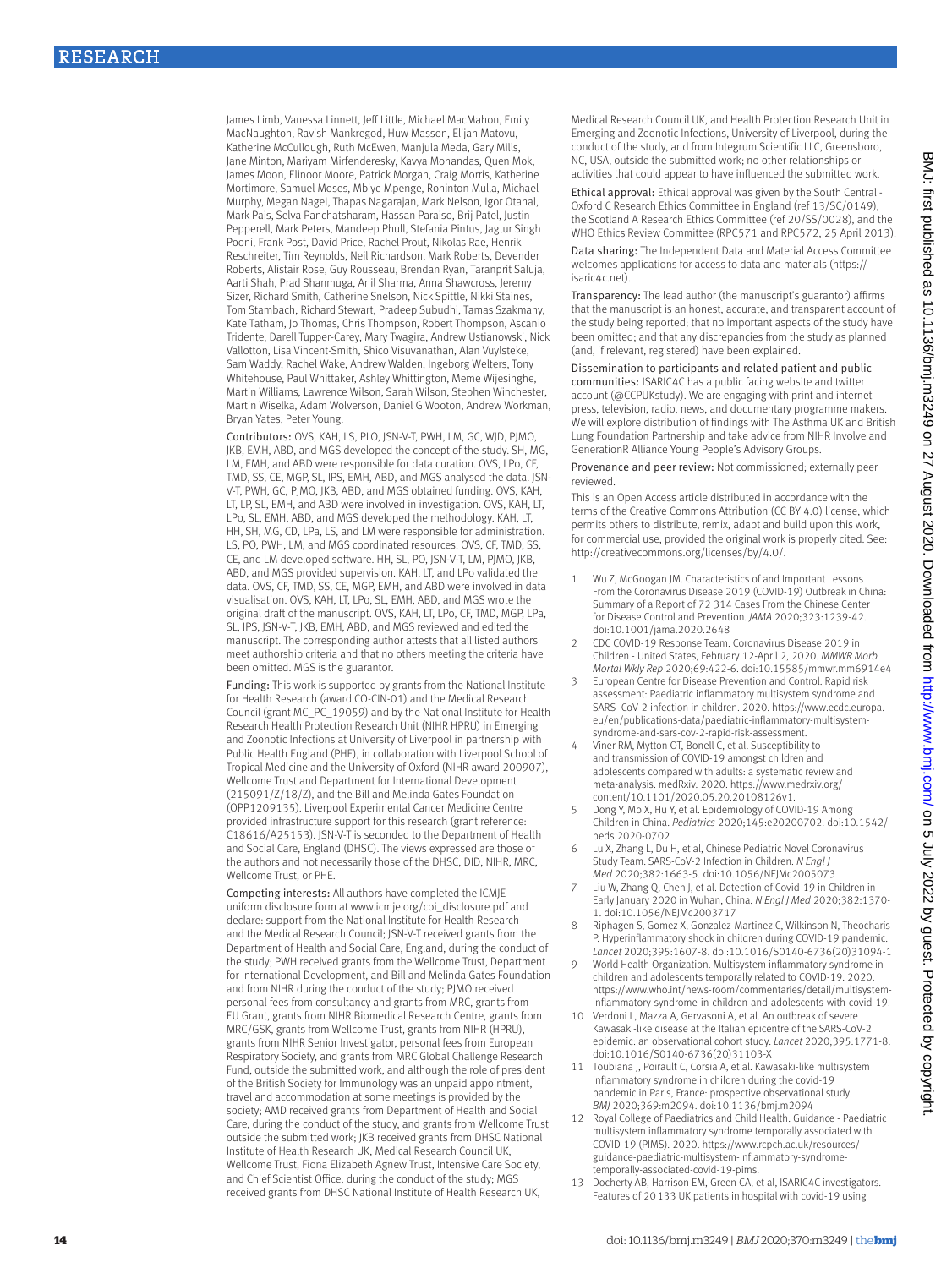James Limb, Vanessa Linnett, Jeff Little, Michael MacMahon, Emily MacNaughton, Ravish Mankregod, Huw Masson, Elijah Matovu, Katherine McCullough, Ruth McEwen, Manjula Meda, Gary Mills, Jane Minton, Mariyam Mirfenderesky, Kavya Mohandas, Quen Mok, James Moon, Elinoor Moore, Patrick Morgan, Craig Morris, Katherine Mortimore, Samuel Moses, Mbiye Mpenge, Rohinton Mulla, Michael Murphy, Megan Nagel, Thapas Nagarajan, Mark Nelson, Igor Otahal, Mark Pais, Selva Panchatsharam, Hassan Paraiso, Brij Patel, Justin Pepperell, Mark Peters, Mandeep Phull, Stefania Pintus, Jagtur Singh Pooni, Frank Post, David Price, Rachel Prout, Nikolas Rae, Henrik Reschreiter, Tim Reynolds, Neil Richardson, Mark Roberts, Devender Roberts, Alistair Rose, Guy Rousseau, Brendan Ryan, Taranprit Saluja, Aarti Shah, Prad Shanmuga, Anil Sharma, Anna Shawcross, Jeremy Sizer, Richard Smith, Catherine Snelson, Nick Spittle, Nikki Staines, Tom Stambach, Richard Stewart, Pradeep Subudhi, Tamas Szakmany, Kate Tatham, Jo Thomas, Chris Thompson, Robert Thompson, Ascanio Tridente, Darell Tupper-Carey, Mary Twagira, Andrew Ustianowski, Nick Vallotton, Lisa Vincent-Smith, Shico Visuvanathan, Alan Vuylsteke, Sam Waddy, Rachel Wake, Andrew Walden, Ingeborg Welters, Tony Whitehouse, Paul Whittaker, Ashley Whittington, Meme Wijesinghe, Martin Williams, Lawrence Wilson, Sarah Wilson, Stephen Winchester, Martin Wiselka, Adam Wolverson, Daniel G Wooton, Andrew Workman, Bryan Yates, Peter Young.

**Contributors:** OVS, KAH, LS, PLO, JSN-V-T, PWH, LM, GC, WJD, PJMO, JKB, EMH, ABD, and MGS developed the concept of the study. SH, MG, LM, EMH, and ABD were responsible for data curation. OVS, LPo, CF, TMD, SS, CE, MGP, SL, IPS, EMH, ABD, and MGS analysed the data. JSN-V-T, PWH, GC, PJMO, JKB, ABD, and MGS obtained funding. OVS, KAH, LT, LP, SL, EMH, and ABD were involved in investigation. OVS, KAH, LT, LPo, SL, EMH, ABD, and MGS developed the methodology. KAH, LT, HH, SH, MG, CD, LPa, LS, and LM were responsible for administration. LS, PO, PWH, LM, and MGS coordinated resources. OVS, CF, TMD, SS, CE, and LM developed software. HH, SL, PO, JSN-V-T, LM, PJMO, JKB, ABD, and MGS provided supervision. KAH, LT, and LPo validated the data. OVS, CF, TMD, SS, CE, MGP, EMH, and ABD were involved in data visualisation. OVS, KAH, LT, LPo, SL, EMH, ABD, and MGS wrote the original draft of the manuscript. OVS, KAH, LT, LPo, CF, TMD, MGP, LPa, SL, IPS, JSN-V-T, JKB, EMH, ABD, and MGS reviewed and edited the manuscript. The corresponding author attests that all listed authors meet authorship criteria and that no others meeting the criteria have been omitted. MGS is the guarantor.

**Funding:** This work is supported by grants from the National Institute for Health Research (award CO-CIN-01) and the Medical Research Council (grant MC_PC_19059) and by the National Institute for Health Research Health Protection Research Unit (NIHR HPRU) in Emerging and Zoonotic Infections at University of Liverpool in partnership with Public Health England (PHE), in collaboration with Liverpool School of Tropical Medicine and the University of Oxford (NIHR award 200907), Wellcome Trust and Department for International Development (215091/Z/18/Z), and the Bill and Melinda Gates Foundation (OPP1209135). Liverpool Experimental Cancer Medicine Centre provided infrastructure support for this research (grant reference: C18616/A25153). JSN-V-T is seconded to the Department of Health and Social Care, England (DHSC). The views expressed are those of the authors and not necessarily those of the DHSC, DID, NIHR, MRC, Wellcome Trust, or PHE.

**Competing interests:** All authors have completed the ICMJE uniform disclosure form at www.icmje.org/coi_disclosure.pdf and declare: support from the National Institute for Health Research and the Medical Research Council; JSN-V-T received grants from the Department of Health and Social Care, England, during the conduct of the study; PWH received grants from the Wellcome Trust, Department for International Development, and Bill and Melinda Gates Foundation and from NIHR during the conduct of the study; PJMO received personal fees from consultancy and grants from MRC, grants from EU Grant, grants from NIHR Biomedical Research Centre, grants from MRC/GSK, grants from Wellcome Trust, grants from NIHR (HPRU), grants from NIHR Senior Investigator, personal fees from European Respiratory Society, and grants from MRC Global Challenge Research Fund, outside the submitted work, and although the role of president of the British Society for Immunology was an unpaid appointment, travel and accommodation at some meetings is provided by the society; AMD received grants from Department of Health and Social Care, during the conduct of the study, and grants from Wellcome Trust outside the submitted work; JKB received grants from DHSC National Institute of Health Research UK, Medical Research Council UK, Wellcome Trust, Fiona Elizabeth Agnew Trust, Intensive Care Society, and Chief Scientist Office, during the conduct of the study; MGS received grants from DHSC National Institute of Health Research UK, Medical Research Council UK, and Health Protection Research Unit in Emerging and Zoonotic Infections, University of Liverpool, during the conduct of the study, and from Integrum Scientific LLC, Greensboro, NC, USA, outside the submitted work; no other relationships or activities that could appear to have influenced the submitted work.

**Ethical approval:** Ethical approval was given by the South Central - Oxford C Research Ethics Committee in England (ref 13/SC/0149), the Scotland A Research Ethics Committee (ref 20/SS/0028), and the WHO Ethics Review Committee (RPC571 and RPC572, 25 April 2013).

**Data sharing:** The Independent Data and Material Access Committee welcomes applications for access to data and materials (https://isaric4c.net).

**Transparency:** The lead author (the manuscript's guarantor) affirms that the manuscript is an honest, accurate, and transparent account of the study being reported; that no important aspects of the study have been omitted; and that any discrepancies from the study as planned (and, if relevant, registered) have been explained.

**Dissemination to participants and related patient and public communities:** ISARIC4C has a public facing website and twitter account (@CCPUKstudy). We are engaging with print and internet press, television, radio, news, and documentary programme makers. We will explore distribution of findings with The Asthma UK and British Lung Foundation Partnership and take advice from NIHR Involve and GenerationR Alliance Young People's Advisory Groups.

**Provenance and peer review:** Not commissioned; externally peer reviewed.

This is an Open Access article distributed in accordance with the terms of the Creative Commons Attribution (CC BY 4.0) license, which permits others to distribute, remix, adapt and build upon this work, for commercial use, provided the original work is properly cited. See: http://creativecommons.org/licenses/by/4.0/.

1. Wu Z, McGoogan JM. Characteristics of and Important Lessons From the Coronavirus Disease 2019 (COVID-19) Outbreak in China: Summary of a Report of 72 314 Cases From the Chinese Center for Disease Control and Prevention. *JAMA* 2020;323:1239-42. doi:10.1001/jama.2020.2648
2. CDC COVID-19 Response Team. Coronavirus Disease 2019 in Children - United States, February 12-April 2, 2020. *MMWR Morb Mortal Wkly Rep* 2020;69:422-6. doi:10.15585/mmwr.mm6914e4
3. European Centre for Disease Prevention and Control. Rapid risk assessment: Paediatric inflammatory multisystem syndrome and SARS -CoV-2 infection in children. 2020. https://www.ecdc.europa.eu/en/publications-data/paediatric-inflammatory-multisystem-syndrome-and-sars-cov-2-rapid-risk-assessment.
4. Viner RM, Mytton OT, Bonell C, et al. Susceptibility to and transmission of COVID-19 amongst children and adolescents compared with adults: a systematic review and meta-analysis. medRxiv. 2020. https://www.medrxiv.org/content/10.1101/2020.05.20.20108126v1.
5. Dong Y, Mo X, Hu Y, et al. Epidemiology of COVID-19 Among Children in China. *Pediatrics* 2020;145:e20200702. doi:10.1542/peds.2020-0702
6. Lu X, Zhang L, Du H, et al, Chinese Pediatric Novel Coronavirus Study Team. SARS-CoV-2 Infection in Children. *N Engl J Med* 2020;382:1663-5. doi:10.1056/NEJMc2005073
7. Liu W, Zhang Q, Chen J, et al. Detection of Covid-19 in Children in Early January 2020 in Wuhan, China. *N Engl J Med* 2020;382:1370-1. doi:10.1056/NEJMc2003717
8. Riphagen S, Gomez X, Gonzalez-Martinez C, Wilkinson N, Theocharis P. Hyperinflammatory shock in children during COVID-19 pandemic. *Lancet* 2020;395:1607-8. doi:10.1016/S0140-6736(20)31094-1
9. World Health Organization. Multisystem inflammatory syndrome in children and adolescents temporally related to COVID-19. 2020. https://www.who.int/news-room/commentaries/detail/multisystem-inflammatory-syndrome-in-children-and-adolescents-with-covid-19.
10. Verdoni L, Mazza A, Gervasoni A, et al. An outbreak of severe Kawasaki-like disease at the Italian epicentre of the SARS-CoV-2 epidemic: an observational cohort study. *Lancet* 2020;395:1771-8. doi:10.1016/S0140-6736(20)31103-X
11. Toubiana J, Poirault C, Corsia A, et al. Kawasaki-like multisystem inflammatory syndrome in children during the covid-19 pandemic in Paris, France: prospective observational study. *BMJ* 2020;369:m2094. doi:10.1136/bmj.m2094
12. Royal College of Paediatrics and Child Health. Guidance - Paediatric multisystem inflammatory syndrome temporally associated with COVID-19 (PIMS). 2020. https://www.rcpch.ac.uk/resources/guidance-paediatric-multisystem-inflammatory-syndrome-temporally-associated-covid-19-pims.
13. Docherty AB, Harrison EM, Green CA, et al, ISARIC4C investigators. Features of 20 133 UK patients in hospital with covid-19 using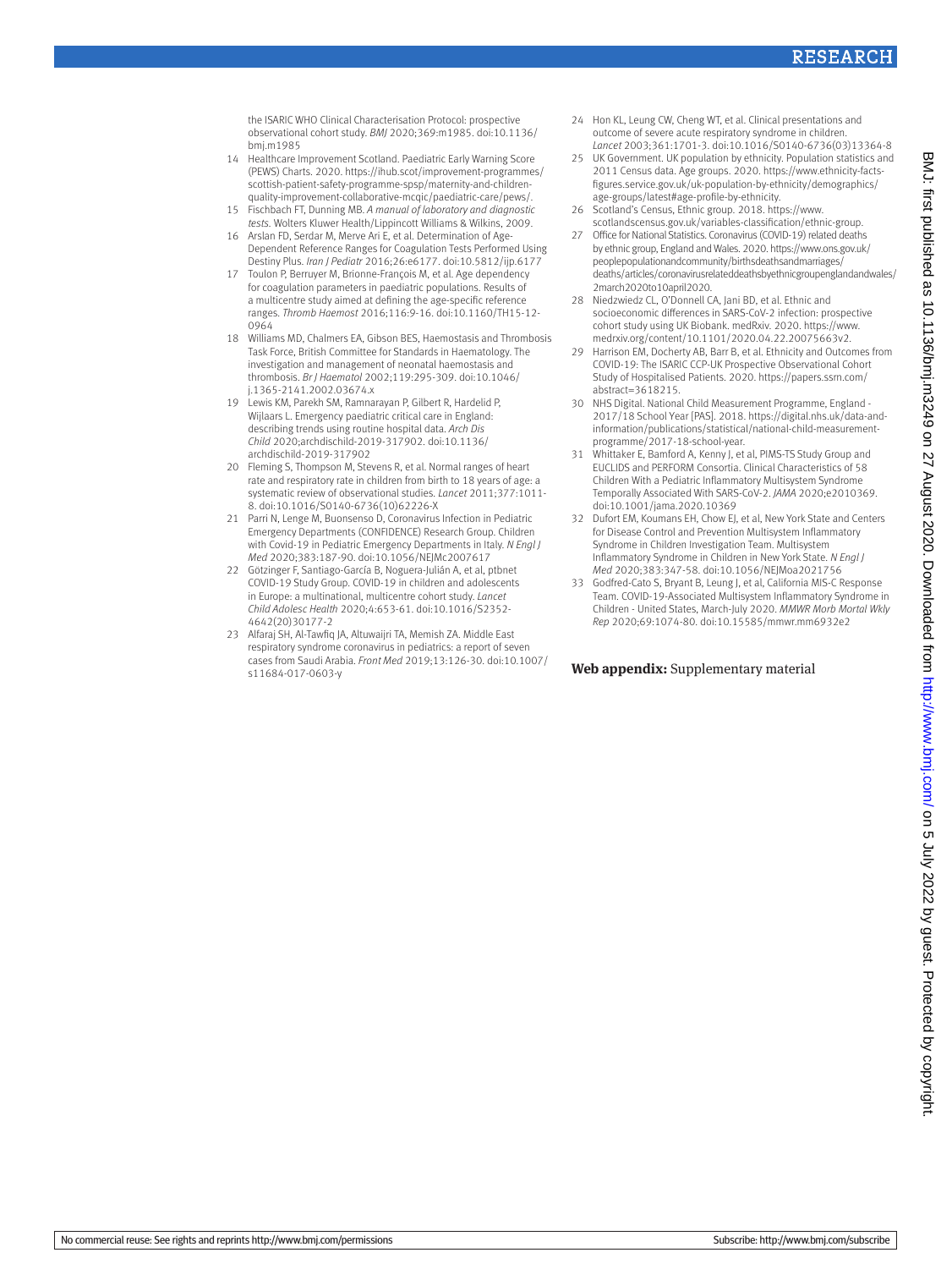the ISARIC WHO Clinical Characterisation Protocol: prospective observational cohort study. *BMJ* 2020;369:m1985. doi:10.1136/bmj.m1985

14 Healthcare Improvement Scotland. Paediatric Early Warning Score (PEWS) Charts. 2020. https://ihub.scot/improvement-programmes/scottish-patient-safety-programme-spsp/maternity-and-children-quality-improvement-collaborative-mcqic/paediatric-care/pews/.

15 Fischbach FT, Dunning MB. *A manual of laboratory and diagnostic tests*. Wolters Kluwer Health/Lippincott Williams & Wilkins, 2009.

16 Arslan FD, Serdar M, Merve Ari E, et al. Determination of Age-Dependent Reference Ranges for Coagulation Tests Performed Using Destiny Plus. *Iran J Pediatr* 2016;26:e6177. doi:10.5812/ijp.6177

17 Toulon P, Berruyer M, Brionne-François M, et al. Age dependency for coagulation parameters in paediatric populations. Results of a multicentre study aimed at defining the age-specific reference ranges. *Thromb Haemost* 2016;116:9-16. doi:10.1160/TH15-12-0964

18 Williams MD, Chalmers EA, Gibson BES, Haemostasis and Thrombosis Task Force, British Committee for Standards in Haematology. The investigation and management of neonatal haemostasis and thrombosis. *Br J Haematol* 2002;119:295-309. doi:10.1046/j.1365-2141.2002.03674.x

19 Lewis KM, Parekh SM, Ramnarayan P, Gilbert R, Hardelid P, Wijlaars L. Emergency paediatric critical care in England: describing trends using routine hospital data. *Arch Dis Child* 2020;archdischild-2019-317902. doi:10.1136/archdischild-2019-317902

20 Fleming S, Thompson M, Stevens R, et al. Normal ranges of heart rate and respiratory rate in children from birth to 18 years of age: a systematic review of observational studies. *Lancet* 2011;377:1011-8. doi:10.1016/S0140-6736(10)62226-X

21 Parri N, Lenge M, Buonsenso D, Coronavirus Infection in Pediatric Emergency Departments (CONFIDENCE) Research Group. Children with Covid-19 in Pediatric Emergency Departments in Italy. *N Engl J Med* 2020;383:187-90. doi:10.1056/NEJMc2007617

22 Götzinger F, Santiago-García B, Noguera-Julián A, et al, ptbnet COVID-19 Study Group. COVID-19 in children and adolescents in Europe: a multinational, multicentre cohort study. *Lancet Child Adolesc Health* 2020;4:653-61. doi:10.1016/S2352-4642(20)30177-2

23 Alfaraj SH, Al-Tawfiq JA, Altuwaijri TA, Memish ZA. Middle East respiratory syndrome coronavirus in pediatrics: a report of seven cases from Saudi Arabia. *Front Med* 2019;13:126-30. doi:10.1007/s11684-017-0603-y

24 Hon KL, Leung CW, Cheng WT, et al. Clinical presentations and outcome of severe acute respiratory syndrome in children. *Lancet* 2003;361:1701-3. doi:10.1016/S0140-6736(03)13364-8

25 UK Government. UK population by ethnicity. Population statistics and 2011 Census data. Age groups. 2020. https://www.ethnicity-facts-figures.service.gov.uk/uk-population-by-ethnicity/demographics/age-groups/latest#age-profile-by-ethnicity.

26 Scotland's Census, Ethnic group. 2018. https://www.scotlandscensus.gov.uk/variables-classification/ethnic-group.

27 Office for National Statistics. Coronavirus (COVID-19) related deaths by ethnic group, England and Wales. 2020. https://www.ons.gov.uk/peoplepopulationandcommunity/birthsdeathsandmarriages/deaths/articles/coronavirusrelateddeathsbyethnicgroupenglandandwales/2march2020to10april2020.

28 Niedzwiedz CL, O'Donnell CA, Jani BD, et al. Ethnic and socioeconomic differences in SARS-CoV-2 infection: prospective cohort study using UK Biobank. medRxiv. 2020. https://www.medrxiv.org/content/10.1101/2020.04.22.20075663v2.

29 Harrison EM, Docherty AB, Barr B, et al. Ethnicity and Outcomes from COVID-19: The ISARIC CCP-UK Prospective Observational Cohort Study of Hospitalised Patients. 2020. https://papers.ssrn.com/abstract=3618215.

30 NHS Digital. National Child Measurement Programme, England - 2017/18 School Year [PAS]. 2018. https://digital.nhs.uk/data-and-information/publications/statistical/national-child-measurement-programme/2017-18-school-year.

31 Whittaker E, Bamford A, Kenny J, et al, PIMS-TS Study Group and EUCLIDS and PERFORM Consortia. Clinical Characteristics of 58 Children With a Pediatric Inflammatory Multisystem Syndrome Temporally Associated With SARS-CoV-2. *JAMA* 2020;e2010369. doi:10.1001/jama.2020.10369

32 Dufort EM, Koumans EH, Chow EJ, et al, New York State and Centers for Disease Control and Prevention Multisystem Inflammatory Syndrome in Children Investigation Team. Multisystem Inflammatory Syndrome in Children in New York State. *N Engl J Med* 2020;383:347-58. doi:10.1056/NEJMoa2021756

33 Godfred-Cato S, Bryant B, Leung J, et al, California MIS-C Response Team. COVID-19-Associated Multisystem Inflammatory Syndrome in Children - United States, March-July 2020. *MMWR Morb Mortal Wkly Rep* 2020;69:1074-80. doi:10.15585/mmwr.mm6932e2

**Web appendix:** Supplementary material